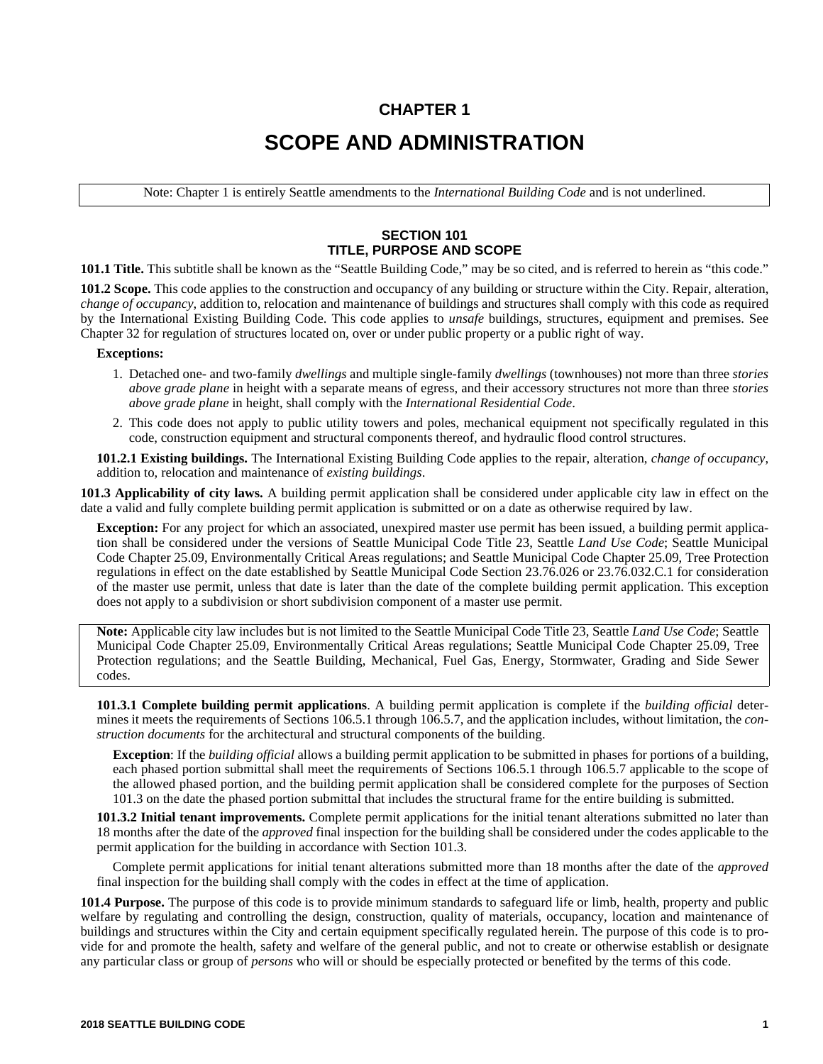# CHAPTER 1

# SCOPE AND ADMINISTRATION

> Note: Chapter 1 is entirely Seattle amendments to the *International Building Code* and is not underlined.

## SECTION 101
## TITLE, PURPOSE AND SCOPE

**101.1 Title.** This subtitle shall be known as the "Seattle Building Code," may be so cited, and is referred to herein as "this code."

**101.2 Scope.** This code applies to the construction and occupancy of any building or structure within the City. Repair, alteration, *change of occupancy*, addition to, relocation and maintenance of buildings and structures shall comply with this code as required by the International Existing Building Code. This code applies to *unsafe* buildings, structures, equipment and premises. See Chapter 32 for regulation of structures located on, over or under public property or a public right of way.

**Exceptions:**

1. Detached one- and two-family *dwellings* and multiple single-family *dwellings* (townhouses) not more than three *stories above grade plane* in height with a separate means of egress, and their accessory structures not more than three *stories above grade plane* in height, shall comply with the *International Residential Code*.
2. This code does not apply to public utility towers and poles, mechanical equipment not specifically regulated in this code, construction equipment and structural components thereof, and hydraulic flood control structures.

**101.2.1 Existing buildings.** The International Existing Building Code applies to the repair, alteration, *change of occupancy*, addition to, relocation and maintenance of *existing buildings*.

**101.3 Applicability of city laws.** A building permit application shall be considered under applicable city law in effect on the date a valid and fully complete building permit application is submitted or on a date as otherwise required by law.

**Exception:** For any project for which an associated, unexpired master use permit has been issued, a building permit application shall be considered under the versions of Seattle Municipal Code Title 23, Seattle *Land Use Code*; Seattle Municipal Code Chapter 25.09, Environmentally Critical Areas regulations; and Seattle Municipal Code Chapter 25.09, Tree Protection regulations in effect on the date established by Seattle Municipal Code Section 23.76.026 or 23.76.032.C.1 for consideration of the master use permit, unless that date is later than the date of the complete building permit application. This exception does not apply to a subdivision or short subdivision component of a master use permit.

> **Note:** Applicable city law includes but is not limited to the Seattle Municipal Code Title 23, Seattle *Land Use Code*; Seattle Municipal Code Chapter 25.09, Environmentally Critical Areas regulations; Seattle Municipal Code Chapter 25.09, Tree Protection regulations; and the Seattle Building, Mechanical, Fuel Gas, Energy, Stormwater, Grading and Side Sewer codes.

**101.3.1 Complete building permit applications**. A building permit application is complete if the *building official* determines it meets the requirements of Sections 106.5.1 through 106.5.7, and the application includes, without limitation, the *construction documents* for the architectural and structural components of the building.

**Exception**: If the *building official* allows a building permit application to be submitted in phases for portions of a building, each phased portion submittal shall meet the requirements of Sections 106.5.1 through 106.5.7 applicable to the scope of the allowed phased portion, and the building permit application shall be considered complete for the purposes of Section 101.3 on the date the phased portion submittal that includes the structural frame for the entire building is submitted.

**101.3.2 Initial tenant improvements.** Complete permit applications for the initial tenant alterations submitted no later than 18 months after the date of the *approved* final inspection for the building shall be considered under the codes applicable to the permit application for the building in accordance with Section 101.3.

Complete permit applications for initial tenant alterations submitted more than 18 months after the date of the *approved* final inspection for the building shall comply with the codes in effect at the time of application.

**101.4 Purpose.** The purpose of this code is to provide minimum standards to safeguard life or limb, health, property and public welfare by regulating and controlling the design, construction, quality of materials, occupancy, location and maintenance of buildings and structures within the City and certain equipment specifically regulated herein. The purpose of this code is to provide for and promote the health, safety and welfare of the general public, and not to create or otherwise establish or designate any particular class or group of *persons* who will or should be especially protected or benefited by the terms of this code.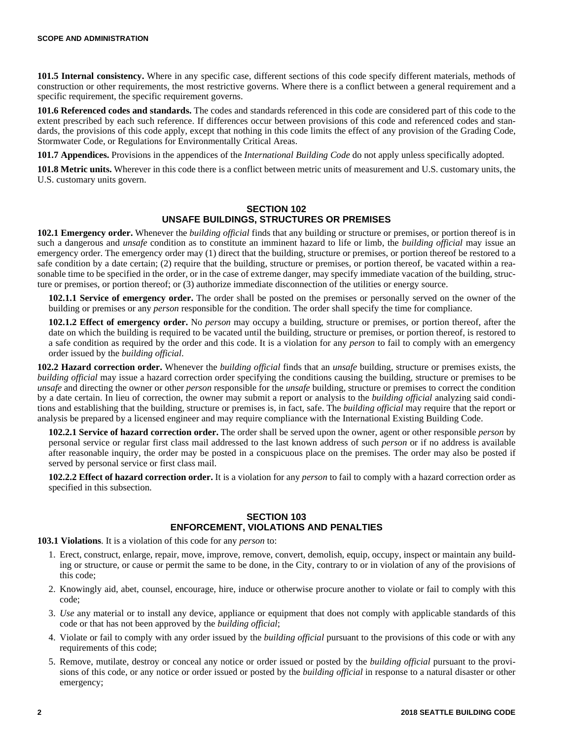**101.5 Internal consistency.** Where in any specific case, different sections of this code specify different materials, methods of construction or other requirements, the most restrictive governs. Where there is a conflict between a general requirement and a specific requirement, the specific requirement governs.

**101.6 Referenced codes and standards.** The codes and standards referenced in this code are considered part of this code to the extent prescribed by each such reference. If differences occur between provisions of this code and referenced codes and standards, the provisions of this code apply, except that nothing in this code limits the effect of any provision of the Grading Code, Stormwater Code, or Regulations for Environmentally Critical Areas.

**101.7 Appendices.** Provisions in the appendices of the *International Building Code* do not apply unless specifically adopted.

**101.8 Metric units.** Wherever in this code there is a conflict between metric units of measurement and U.S. customary units, the U.S. customary units govern.

## SECTION 102
## UNSAFE BUILDINGS, STRUCTURES OR PREMISES

**102.1 Emergency order.** Whenever the *building official* finds that any building or structure or premises, or portion thereof is in such a dangerous and *unsafe* condition as to constitute an imminent hazard to life or limb, the *building official* may issue an emergency order. The emergency order may (1) direct that the building, structure or premises, or portion thereof be restored to a safe condition by a date certain; (2) require that the building, structure or premises, or portion thereof, be vacated within a reasonable time to be specified in the order, or in the case of extreme danger, may specify immediate vacation of the building, structure or premises, or portion thereof; or (3) authorize immediate disconnection of the utilities or energy source.

**102.1.1 Service of emergency order.** The order shall be posted on the premises or personally served on the owner of the building or premises or any *person* responsible for the condition. The order shall specify the time for compliance.

**102.1.2 Effect of emergency order.** No *person* may occupy a building, structure or premises, or portion thereof, after the date on which the building is required to be vacated until the building, structure or premises, or portion thereof, is restored to a safe condition as required by the order and this code. It is a violation for any *person* to fail to comply with an emergency order issued by the *building official*.

**102.2 Hazard correction order.** Whenever the *building official* finds that an *unsafe* building, structure or premises exists, the *building official* may issue a hazard correction order specifying the conditions causing the building, structure or premises to be *unsafe* and directing the owner or other *person* responsible for the *unsafe* building, structure or premises to correct the condition by a date certain. In lieu of correction, the owner may submit a report or analysis to the *building official* analyzing said conditions and establishing that the building, structure or premises is, in fact, safe. The *building official* may require that the report or analysis be prepared by a licensed engineer and may require compliance with the International Existing Building Code.

**102.2.1 Service of hazard correction order.** The order shall be served upon the owner, agent or other responsible *person* by personal service or regular first class mail addressed to the last known address of such *person* or if no address is available after reasonable inquiry, the order may be posted in a conspicuous place on the premises. The order may also be posted if served by personal service or first class mail.

**102.2.2 Effect of hazard correction order.** It is a violation for any *person* to fail to comply with a hazard correction order as specified in this subsection.

## SECTION 103
## ENFORCEMENT, VIOLATIONS AND PENALTIES

**103.1 Violations**. It is a violation of this code for any *person* to:

1. Erect, construct, enlarge, repair, move, improve, remove, convert, demolish, equip, occupy, inspect or maintain any building or structure, or cause or permit the same to be done, in the City, contrary to or in violation of any of the provisions of this code;
2. Knowingly aid, abet, counsel, encourage, hire, induce or otherwise procure another to violate or fail to comply with this code;
3. *Use* any material or to install any device, appliance or equipment that does not comply with applicable standards of this code or that has not been approved by the *building official*;
4. Violate or fail to comply with any order issued by the *building official* pursuant to the provisions of this code or with any requirements of this code;
5. Remove, mutilate, destroy or conceal any notice or order issued or posted by the *building official* pursuant to the provisions of this code, or any notice or order issued or posted by the *building official* in response to a natural disaster or other emergency;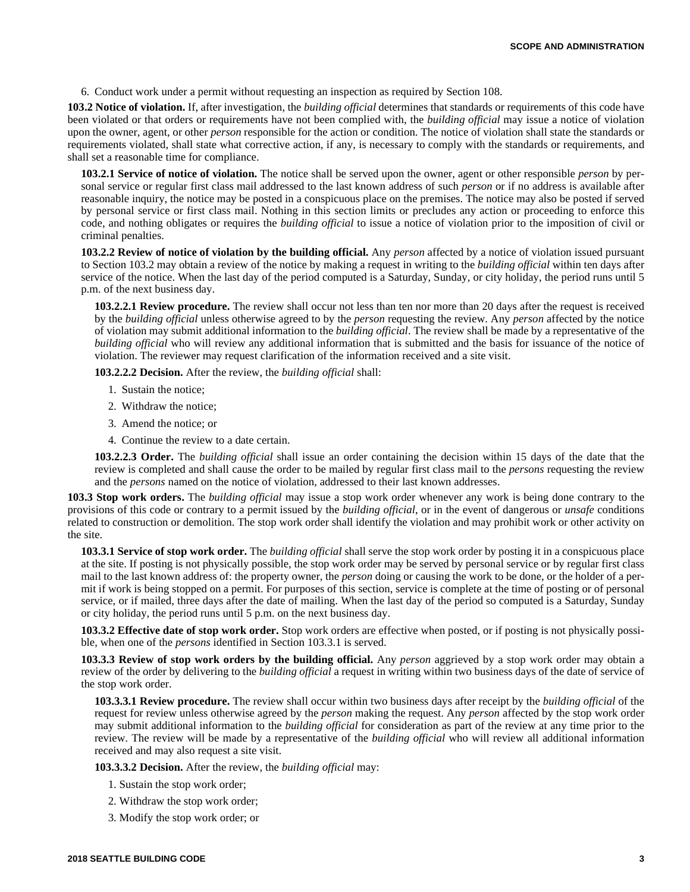6. Conduct work under a permit without requesting an inspection as required by Section 108.

**103.2 Notice of violation.** If, after investigation, the *building official* determines that standards or requirements of this code have been violated or that orders or requirements have not been complied with, the *building official* may issue a notice of violation upon the owner, agent, or other *person* responsible for the action or condition. The notice of violation shall state the standards or requirements violated, shall state what corrective action, if any, is necessary to comply with the standards or requirements, and shall set a reasonable time for compliance.

**103.2.1 Service of notice of violation.** The notice shall be served upon the owner, agent or other responsible *person* by personal service or regular first class mail addressed to the last known address of such *person* or if no address is available after reasonable inquiry, the notice may be posted in a conspicuous place on the premises. The notice may also be posted if served by personal service or first class mail. Nothing in this section limits or precludes any action or proceeding to enforce this code, and nothing obligates or requires the *building official* to issue a notice of violation prior to the imposition of civil or criminal penalties.

**103.2.2 Review of notice of violation by the building official.** Any *person* affected by a notice of violation issued pursuant to Section 103.2 may obtain a review of the notice by making a request in writing to the *building official* within ten days after service of the notice. When the last day of the period computed is a Saturday, Sunday, or city holiday, the period runs until 5 p.m. of the next business day.

**103.2.2.1 Review procedure.** The review shall occur not less than ten nor more than 20 days after the request is received by the *building official* unless otherwise agreed to by the *person* requesting the review. Any *person* affected by the notice of violation may submit additional information to the *building official*. The review shall be made by a representative of the *building official* who will review any additional information that is submitted and the basis for issuance of the notice of violation. The reviewer may request clarification of the information received and a site visit.

**103.2.2.2 Decision.** After the review, the *building official* shall:

1. Sustain the notice;
2. Withdraw the notice;
3. Amend the notice; or
4. Continue the review to a date certain.

**103.2.2.3 Order.** The *building official* shall issue an order containing the decision within 15 days of the date that the review is completed and shall cause the order to be mailed by regular first class mail to the *persons* requesting the review and the *persons* named on the notice of violation, addressed to their last known addresses.

**103.3 Stop work orders.** The *building official* may issue a stop work order whenever any work is being done contrary to the provisions of this code or contrary to a permit issued by the *building official*, or in the event of dangerous or *unsafe* conditions related to construction or demolition. The stop work order shall identify the violation and may prohibit work or other activity on the site.

**103.3.1 Service of stop work order.** The *building official* shall serve the stop work order by posting it in a conspicuous place at the site. If posting is not physically possible, the stop work order may be served by personal service or by regular first class mail to the last known address of: the property owner, the *person* doing or causing the work to be done, or the holder of a permit if work is being stopped on a permit. For purposes of this section, service is complete at the time of posting or of personal service, or if mailed, three days after the date of mailing. When the last day of the period so computed is a Saturday, Sunday or city holiday, the period runs until 5 p.m. on the next business day.

**103.3.2 Effective date of stop work order.** Stop work orders are effective when posted, or if posting is not physically possible, when one of the *persons* identified in Section 103.3.1 is served.

**103.3.3 Review of stop work orders by the building official.** Any *person* aggrieved by a stop work order may obtain a review of the order by delivering to the *building official* a request in writing within two business days of the date of service of the stop work order.

**103.3.3.1 Review procedure.** The review shall occur within two business days after receipt by the *building official* of the request for review unless otherwise agreed by the *person* making the request. Any *person* affected by the stop work order may submit additional information to the *building official* for consideration as part of the review at any time prior to the review. The review will be made by a representative of the *building official* who will review all additional information received and may also request a site visit.

**103.3.3.2 Decision.** After the review, the *building official* may:

1. Sustain the stop work order;
2. Withdraw the stop work order;
3. Modify the stop work order; or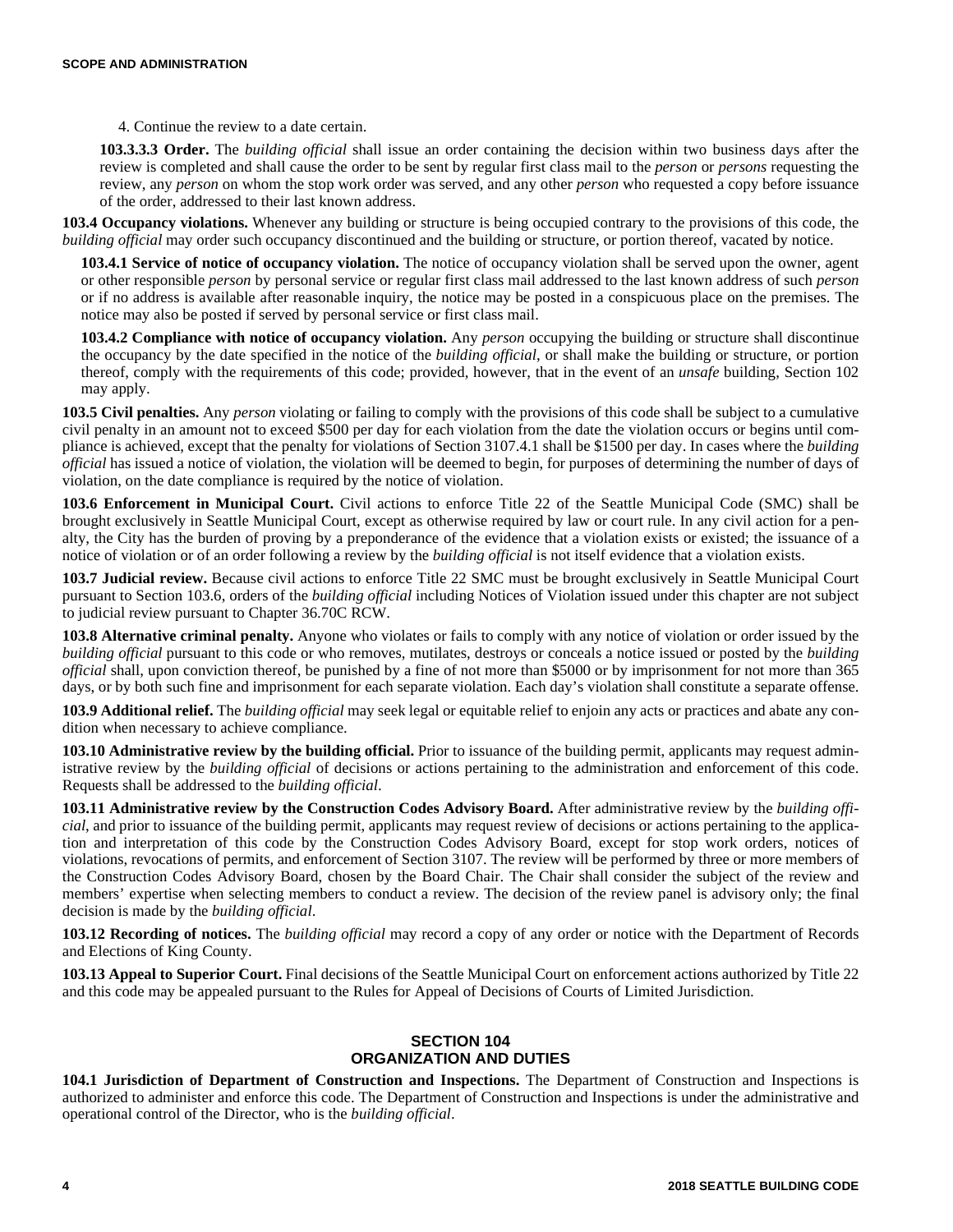4. Continue the review to a date certain.

**103.3.3.3 Order.** The *building official* shall issue an order containing the decision within two business days after the review is completed and shall cause the order to be sent by regular first class mail to the *person* or *persons* requesting the review, any *person* on whom the stop work order was served, and any other *person* who requested a copy before issuance of the order, addressed to their last known address.

**103.4 Occupancy violations.** Whenever any building or structure is being occupied contrary to the provisions of this code, the *building official* may order such occupancy discontinued and the building or structure, or portion thereof, vacated by notice.

**103.4.1 Service of notice of occupancy violation.** The notice of occupancy violation shall be served upon the owner, agent or other responsible *person* by personal service or regular first class mail addressed to the last known address of such *person* or if no address is available after reasonable inquiry, the notice may be posted in a conspicuous place on the premises. The notice may also be posted if served by personal service or first class mail.

**103.4.2 Compliance with notice of occupancy violation.** Any *person* occupying the building or structure shall discontinue the occupancy by the date specified in the notice of the *building official*, or shall make the building or structure, or portion thereof, comply with the requirements of this code; provided, however, that in the event of an *unsafe* building, Section 102 may apply.

**103.5 Civil penalties.** Any *person* violating or failing to comply with the provisions of this code shall be subject to a cumulative civil penalty in an amount not to exceed $500 per day for each violation from the date the violation occurs or begins until compliance is achieved, except that the penalty for violations of Section 3107.4.1 shall be $1500 per day. In cases where the *building official* has issued a notice of violation, the violation will be deemed to begin, for purposes of determining the number of days of violation, on the date compliance is required by the notice of violation.

**103.6 Enforcement in Municipal Court.** Civil actions to enforce Title 22 of the Seattle Municipal Code (SMC) shall be brought exclusively in Seattle Municipal Court, except as otherwise required by law or court rule. In any civil action for a penalty, the City has the burden of proving by a preponderance of the evidence that a violation exists or existed; the issuance of a notice of violation or of an order following a review by the *building official* is not itself evidence that a violation exists.

**103.7 Judicial review.** Because civil actions to enforce Title 22 SMC must be brought exclusively in Seattle Municipal Court pursuant to Section 103.6, orders of the *building official* including Notices of Violation issued under this chapter are not subject to judicial review pursuant to Chapter 36.70C RCW.

**103.8 Alternative criminal penalty.** Anyone who violates or fails to comply with any notice of violation or order issued by the *building official* pursuant to this code or who removes, mutilates, destroys or conceals a notice issued or posted by the *building official* shall, upon conviction thereof, be punished by a fine of not more than $5000 or by imprisonment for not more than 365 days, or by both such fine and imprisonment for each separate violation. Each day's violation shall constitute a separate offense.

**103.9 Additional relief.** The *building official* may seek legal or equitable relief to enjoin any acts or practices and abate any condition when necessary to achieve compliance.

**103.10 Administrative review by the building official.** Prior to issuance of the building permit, applicants may request administrative review by the *building official* of decisions or actions pertaining to the administration and enforcement of this code. Requests shall be addressed to the *building official*.

**103.11 Administrative review by the Construction Codes Advisory Board.** After administrative review by the *building official*, and prior to issuance of the building permit, applicants may request review of decisions or actions pertaining to the application and interpretation of this code by the Construction Codes Advisory Board, except for stop work orders, notices of violations, revocations of permits, and enforcement of Section 3107. The review will be performed by three or more members of the Construction Codes Advisory Board, chosen by the Board Chair. The Chair shall consider the subject of the review and members' expertise when selecting members to conduct a review. The decision of the review panel is advisory only; the final decision is made by the *building official*.

**103.12 Recording of notices.** The *building official* may record a copy of any order or notice with the Department of Records and Elections of King County.

**103.13 Appeal to Superior Court.** Final decisions of the Seattle Municipal Court on enforcement actions authorized by Title 22 and this code may be appealed pursuant to the Rules for Appeal of Decisions of Courts of Limited Jurisdiction.

## SECTION 104
## ORGANIZATION AND DUTIES

**104.1 Jurisdiction of Department of Construction and Inspections.** The Department of Construction and Inspections is authorized to administer and enforce this code. The Department of Construction and Inspections is under the administrative and operational control of the Director, who is the *building official*.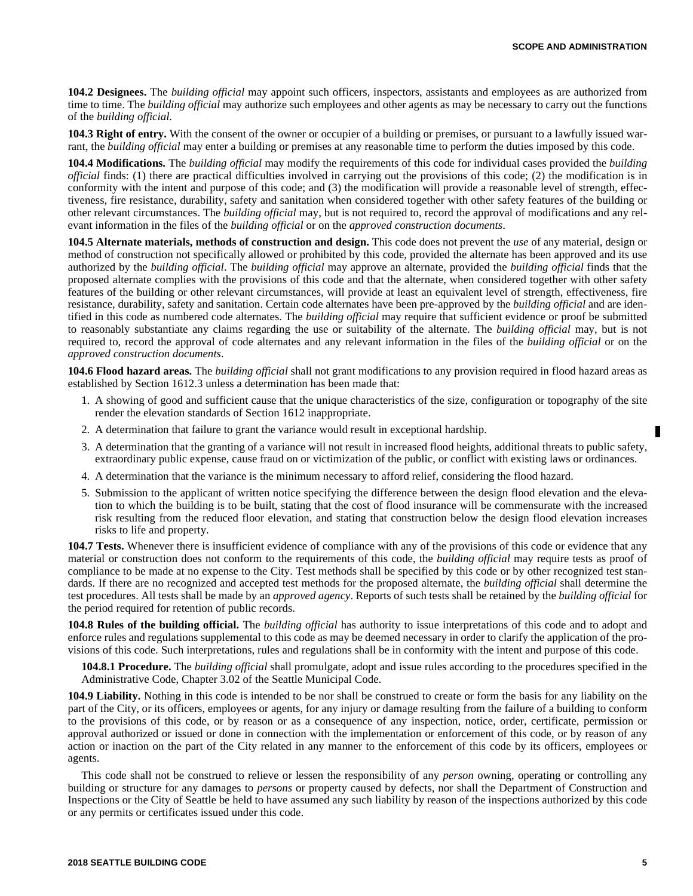**104.2 Designees.** The *building official* may appoint such officers, inspectors, assistants and employees as are authorized from time to time. The *building official* may authorize such employees and other agents as may be necessary to carry out the functions of the *building official*.

**104.3 Right of entry.** With the consent of the owner or occupier of a building or premises, or pursuant to a lawfully issued warrant, the *building official* may enter a building or premises at any reasonable time to perform the duties imposed by this code.

**104.4 Modifications.** The *building official* may modify the requirements of this code for individual cases provided the *building official* finds: (1) there are practical difficulties involved in carrying out the provisions of this code; (2) the modification is in conformity with the intent and purpose of this code; and (3) the modification will provide a reasonable level of strength, effectiveness, fire resistance, durability, safety and sanitation when considered together with other safety features of the building or other relevant circumstances. The *building official* may, but is not required to, record the approval of modifications and any relevant information in the files of the *building official* or on the *approved construction documents*.

**104.5 Alternate materials, methods of construction and design.** This code does not prevent the *use* of any material, design or method of construction not specifically allowed or prohibited by this code, provided the alternate has been approved and its use authorized by the *building official*. The *building official* may approve an alternate, provided the *building official* finds that the proposed alternate complies with the provisions of this code and that the alternate, when considered together with other safety features of the building or other relevant circumstances, will provide at least an equivalent level of strength, effectiveness, fire resistance, durability, safety and sanitation. Certain code alternates have been pre-approved by the *building official* and are identified in this code as numbered code alternates. The *building official* may require that sufficient evidence or proof be submitted to reasonably substantiate any claims regarding the use or suitability of the alternate. The *building official* may, but is not required to, record the approval of code alternates and any relevant information in the files of the *building official* or on the *approved construction documents*.

**104.6 Flood hazard areas.** The *building official* shall not grant modifications to any provision required in flood hazard areas as established by Section 1612.3 unless a determination has been made that:

1. A showing of good and sufficient cause that the unique characteristics of the size, configuration or topography of the site render the elevation standards of Section 1612 inappropriate.
2. A determination that failure to grant the variance would result in exceptional hardship.
3. A determination that the granting of a variance will not result in increased flood heights, additional threats to public safety, extraordinary public expense, cause fraud on or victimization of the public, or conflict with existing laws or ordinances.
4. A determination that the variance is the minimum necessary to afford relief, considering the flood hazard.
5. Submission to the applicant of written notice specifying the difference between the design flood elevation and the elevation to which the building is to be built, stating that the cost of flood insurance will be commensurate with the increased risk resulting from the reduced floor elevation, and stating that construction below the design flood elevation increases risks to life and property.

**104.7 Tests.** Whenever there is insufficient evidence of compliance with any of the provisions of this code or evidence that any material or construction does not conform to the requirements of this code, the *building official* may require tests as proof of compliance to be made at no expense to the City. Test methods shall be specified by this code or by other recognized test standards. If there are no recognized and accepted test methods for the proposed alternate, the *building official* shall determine the test procedures. All tests shall be made by an *approved agency*. Reports of such tests shall be retained by the *building official* for the period required for retention of public records.

**104.8 Rules of the building official.** The *building official* has authority to issue interpretations of this code and to adopt and enforce rules and regulations supplemental to this code as may be deemed necessary in order to clarify the application of the provisions of this code. Such interpretations, rules and regulations shall be in conformity with the intent and purpose of this code.

**104.8.1 Procedure.** The *building official* shall promulgate, adopt and issue rules according to the procedures specified in the Administrative Code, Chapter 3.02 of the Seattle Municipal Code.

**104.9 Liability.** Nothing in this code is intended to be nor shall be construed to create or form the basis for any liability on the part of the City, or its officers, employees or agents, for any injury or damage resulting from the failure of a building to conform to the provisions of this code, or by reason or as a consequence of any inspection, notice, order, certificate, permission or approval authorized or issued or done in connection with the implementation or enforcement of this code, or by reason of any action or inaction on the part of the City related in any manner to the enforcement of this code by its officers, employees or agents.

This code shall not be construed to relieve or lessen the responsibility of any *person* owning, operating or controlling any building or structure for any damages to *persons* or property caused by defects, nor shall the Department of Construction and Inspections or the City of Seattle be held to have assumed any such liability by reason of the inspections authorized by this code or any permits or certificates issued under this code.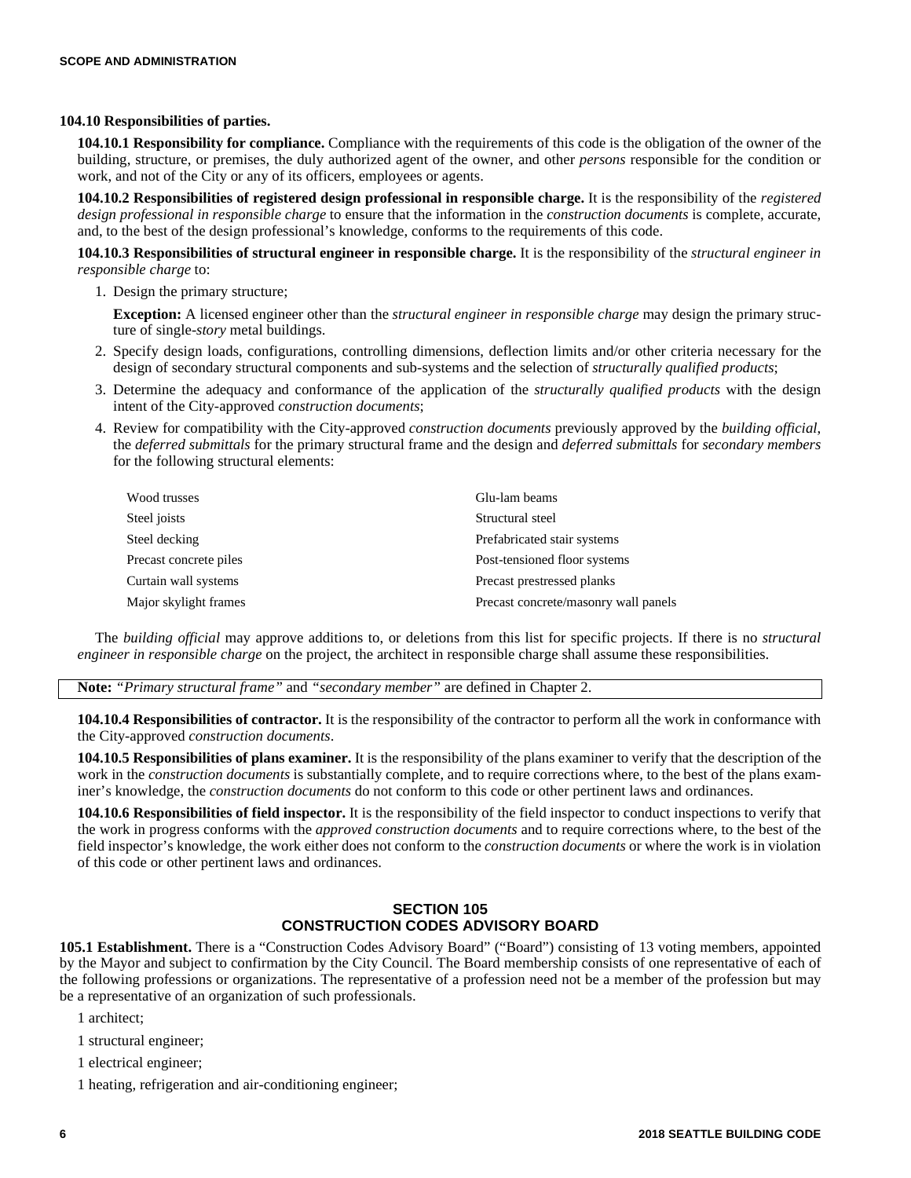**104.10 Responsibilities of parties.**

**104.10.1 Responsibility for compliance.** Compliance with the requirements of this code is the obligation of the owner of the building, structure, or premises, the duly authorized agent of the owner, and other *persons* responsible for the condition or work, and not of the City or any of its officers, employees or agents.

**104.10.2 Responsibilities of registered design professional in responsible charge.** It is the responsibility of the *registered design professional in responsible charge* to ensure that the information in the *construction documents* is complete, accurate, and, to the best of the design professional's knowledge, conforms to the requirements of this code.

**104.10.3 Responsibilities of structural engineer in responsible charge.** It is the responsibility of the *structural engineer in responsible charge* to:

1. Design the primary structure;

   **Exception:** A licensed engineer other than the *structural engineer in responsible charge* may design the primary structure of single-*story* metal buildings.

2. Specify design loads, configurations, controlling dimensions, deflection limits and/or other criteria necessary for the design of secondary structural components and sub-systems and the selection of *structurally qualified products*;
3. Determine the adequacy and conformance of the application of the *structurally qualified products* with the design intent of the City-approved *construction documents*;
4. Review for compatibility with the City-approved *construction documents* previously approved by the *building official*, the *deferred submittals* for the primary structural frame and the design and *deferred submittals* for *secondary members* for the following structural elements:

| | |
|---|---|
| Wood trusses | Glu-lam beams |
| Steel joists | Structural steel |
| Steel decking | Prefabricated stair systems |
| Precast concrete piles | Post-tensioned floor systems |
| Curtain wall systems | Precast prestressed planks |
| Major skylight frames | Precast concrete/masonry wall panels |

The *building official* may approve additions to, or deletions from this list for specific projects. If there is no *structural engineer in responsible charge* on the project, the architect in responsible charge shall assume these responsibilities.

**Note:** *"Primary structural frame"* and *"secondary member"* are defined in Chapter 2.

**104.10.4 Responsibilities of contractor.** It is the responsibility of the contractor to perform all the work in conformance with the City-approved *construction documents*.

**104.10.5 Responsibilities of plans examiner.** It is the responsibility of the plans examiner to verify that the description of the work in the *construction documents* is substantially complete, and to require corrections where, to the best of the plans examiner's knowledge, the *construction documents* do not conform to this code or other pertinent laws and ordinances.

**104.10.6 Responsibilities of field inspector.** It is the responsibility of the field inspector to conduct inspections to verify that the work in progress conforms with the *approved construction documents* and to require corrections where, to the best of the field inspector's knowledge, the work either does not conform to the *construction documents* or where the work is in violation of this code or other pertinent laws and ordinances.

## SECTION 105
## CONSTRUCTION CODES ADVISORY BOARD

**105.1 Establishment.** There is a "Construction Codes Advisory Board" ("Board") consisting of 13 voting members, appointed by the Mayor and subject to confirmation by the City Council. The Board membership consists of one representative of each of the following professions or organizations. The representative of a profession need not be a member of the profession but may be a representative of an organization of such professionals.

1 architect;

1 structural engineer;

1 electrical engineer;

1 heating, refrigeration and air-conditioning engineer;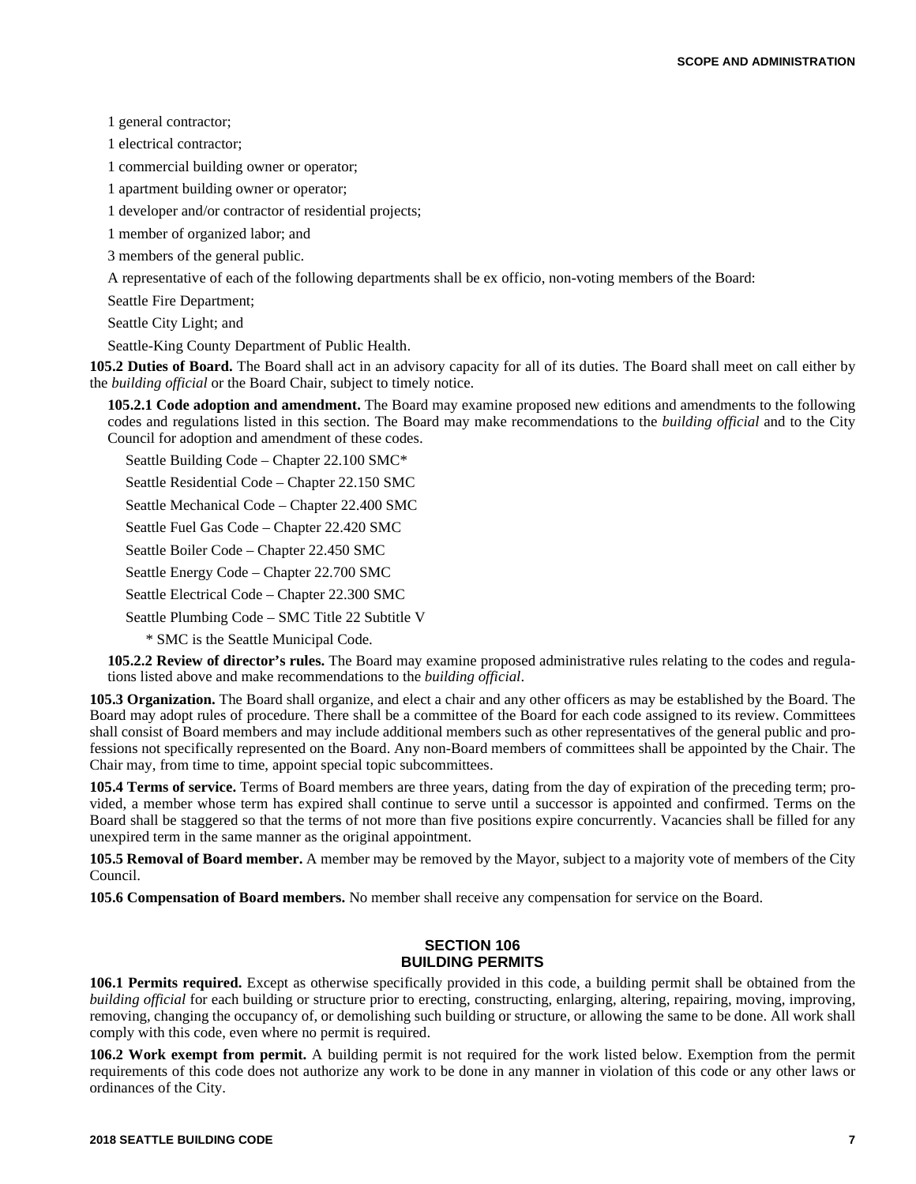1 general contractor;

1 electrical contractor;

1 commercial building owner or operator;

1 apartment building owner or operator;

1 developer and/or contractor of residential projects;

1 member of organized labor; and

3 members of the general public.

A representative of each of the following departments shall be ex officio, non-voting members of the Board:

Seattle Fire Department;

Seattle City Light; and

Seattle-King County Department of Public Health.

**105.2 Duties of Board.** The Board shall act in an advisory capacity for all of its duties. The Board shall meet on call either by the *building official* or the Board Chair, subject to timely notice.

**105.2.1 Code adoption and amendment.** The Board may examine proposed new editions and amendments to the following codes and regulations listed in this section. The Board may make recommendations to the *building official* and to the City Council for adoption and amendment of these codes.

Seattle Building Code – Chapter 22.100 SMC*

Seattle Residential Code – Chapter 22.150 SMC

Seattle Mechanical Code – Chapter 22.400 SMC

Seattle Fuel Gas Code – Chapter 22.420 SMC

Seattle Boiler Code – Chapter 22.450 SMC

Seattle Energy Code – Chapter 22.700 SMC

Seattle Electrical Code – Chapter 22.300 SMC

Seattle Plumbing Code – SMC Title 22 Subtitle V

\* SMC is the Seattle Municipal Code.

**105.2.2 Review of director's rules.** The Board may examine proposed administrative rules relating to the codes and regulations listed above and make recommendations to the *building official*.

**105.3 Organization.** The Board shall organize, and elect a chair and any other officers as may be established by the Board. The Board may adopt rules of procedure. There shall be a committee of the Board for each code assigned to its review. Committees shall consist of Board members and may include additional members such as other representatives of the general public and professions not specifically represented on the Board. Any non-Board members of committees shall be appointed by the Chair. The Chair may, from time to time, appoint special topic subcommittees.

**105.4 Terms of service.** Terms of Board members are three years, dating from the day of expiration of the preceding term; provided, a member whose term has expired shall continue to serve until a successor is appointed and confirmed. Terms on the Board shall be staggered so that the terms of not more than five positions expire concurrently. Vacancies shall be filled for any unexpired term in the same manner as the original appointment.

**105.5 Removal of Board member.** A member may be removed by the Mayor, subject to a majority vote of members of the City Council.

**105.6 Compensation of Board members.** No member shall receive any compensation for service on the Board.

## SECTION 106
## BUILDING PERMITS

**106.1 Permits required.** Except as otherwise specifically provided in this code, a building permit shall be obtained from the *building official* for each building or structure prior to erecting, constructing, enlarging, altering, repairing, moving, improving, removing, changing the occupancy of, or demolishing such building or structure, or allowing the same to be done. All work shall comply with this code, even where no permit is required.

**106.2 Work exempt from permit.** A building permit is not required for the work listed below. Exemption from the permit requirements of this code does not authorize any work to be done in any manner in violation of this code or any other laws or ordinances of the City.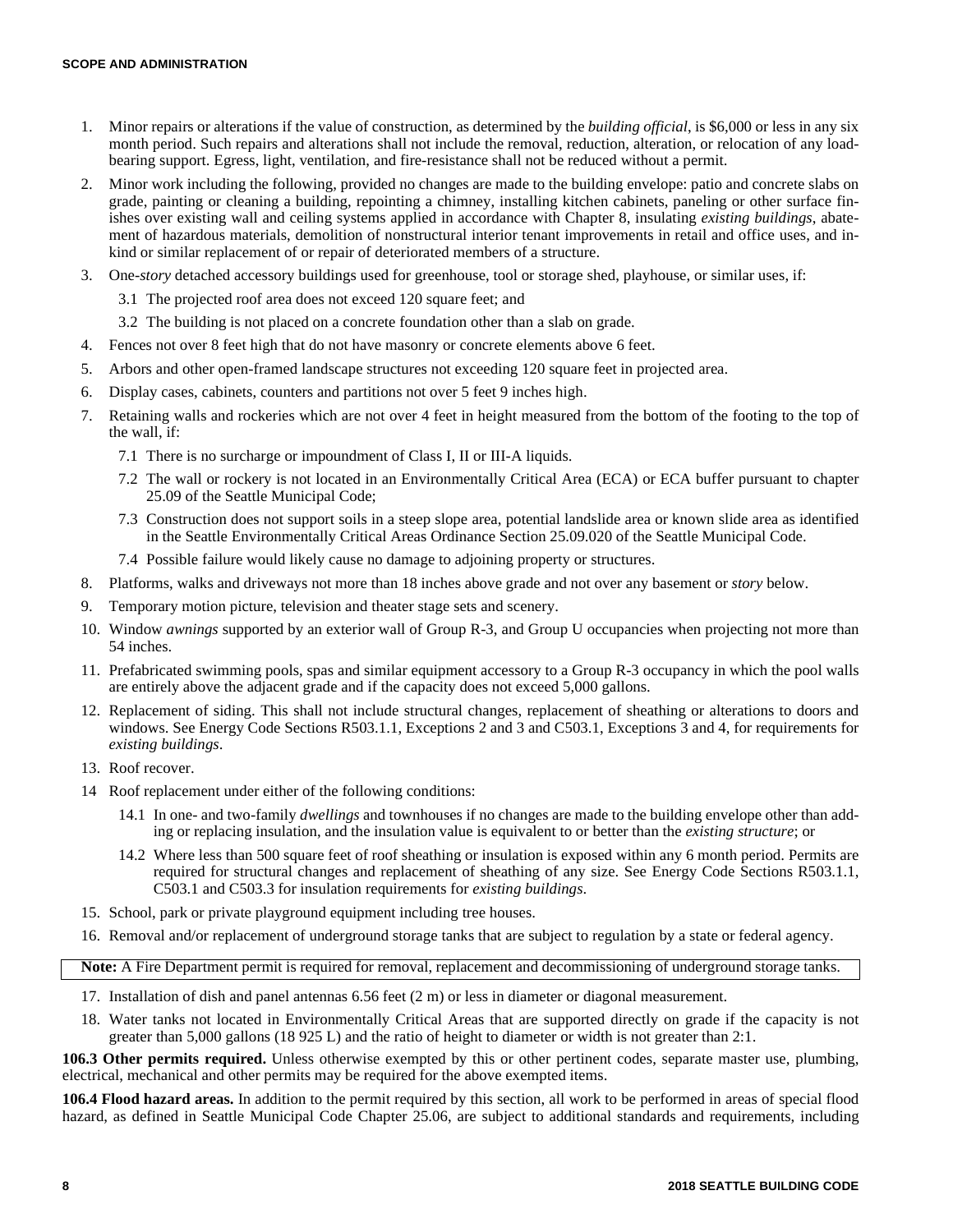1. Minor repairs or alterations if the value of construction, as determined by the *building official*, is $6,000 or less in any six month period. Such repairs and alterations shall not include the removal, reduction, alteration, or relocation of any load-bearing support. Egress, light, ventilation, and fire-resistance shall not be reduced without a permit.
2. Minor work including the following, provided no changes are made to the building envelope: patio and concrete slabs on grade, painting or cleaning a building, repointing a chimney, installing kitchen cabinets, paneling or other surface finishes over existing wall and ceiling systems applied in accordance with Chapter 8, insulating *existing buildings*, abatement of hazardous materials, demolition of nonstructural interior tenant improvements in retail and office uses, and in-kind or similar replacement of or repair of deteriorated members of a structure.
3. One-*story* detached accessory buildings used for greenhouse, tool or storage shed, playhouse, or similar uses, if:
   - 3.1 The projected roof area does not exceed 120 square feet; and
   - 3.2 The building is not placed on a concrete foundation other than a slab on grade.
4. Fences not over 8 feet high that do not have masonry or concrete elements above 6 feet.
5. Arbors and other open-framed landscape structures not exceeding 120 square feet in projected area.
6. Display cases, cabinets, counters and partitions not over 5 feet 9 inches high.
7. Retaining walls and rockeries which are not over 4 feet in height measured from the bottom of the footing to the top of the wall, if:
   - 7.1 There is no surcharge or impoundment of Class I, II or III-A liquids.
   - 7.2 The wall or rockery is not located in an Environmentally Critical Area (ECA) or ECA buffer pursuant to chapter 25.09 of the Seattle Municipal Code;
   - 7.3 Construction does not support soils in a steep slope area, potential landslide area or known slide area as identified in the Seattle Environmentally Critical Areas Ordinance Section 25.09.020 of the Seattle Municipal Code.
   - 7.4 Possible failure would likely cause no damage to adjoining property or structures.
8. Platforms, walks and driveways not more than 18 inches above grade and not over any basement or *story* below.
9. Temporary motion picture, television and theater stage sets and scenery.
10. Window *awnings* supported by an exterior wall of Group R-3, and Group U occupancies when projecting not more than 54 inches.
11. Prefabricated swimming pools, spas and similar equipment accessory to a Group R-3 occupancy in which the pool walls are entirely above the adjacent grade and if the capacity does not exceed 5,000 gallons.
12. Replacement of siding. This shall not include structural changes, replacement of sheathing or alterations to doors and windows. See Energy Code Sections R503.1.1, Exceptions 2 and 3 and C503.1, Exceptions 3 and 4, for requirements for *existing buildings*.
13. Roof recover.
14. Roof replacement under either of the following conditions:
    - 14.1 In one- and two-family *dwellings* and townhouses if no changes are made to the building envelope other than adding or replacing insulation, and the insulation value is equivalent to or better than the *existing structure*; or
    - 14.2 Where less than 500 square feet of roof sheathing or insulation is exposed within any 6 month period. Permits are required for structural changes and replacement of sheathing of any size. See Energy Code Sections R503.1.1, C503.1 and C503.3 for insulation requirements for *existing buildings*.
15. School, park or private playground equipment including tree houses.
16. Removal and/or replacement of underground storage tanks that are subject to regulation by a state or federal agency.

**Note:** A Fire Department permit is required for removal, replacement and decommissioning of underground storage tanks.

17. Installation of dish and panel antennas 6.56 feet (2 m) or less in diameter or diagonal measurement.
18. Water tanks not located in Environmentally Critical Areas that are supported directly on grade if the capacity is not greater than 5,000 gallons (18 925 L) and the ratio of height to diameter or width is not greater than 2:1.

**106.3 Other permits required.** Unless otherwise exempted by this or other pertinent codes, separate master use, plumbing, electrical, mechanical and other permits may be required for the above exempted items.

**106.4 Flood hazard areas.** In addition to the permit required by this section, all work to be performed in areas of special flood hazard, as defined in Seattle Municipal Code Chapter 25.06, are subject to additional standards and requirements, including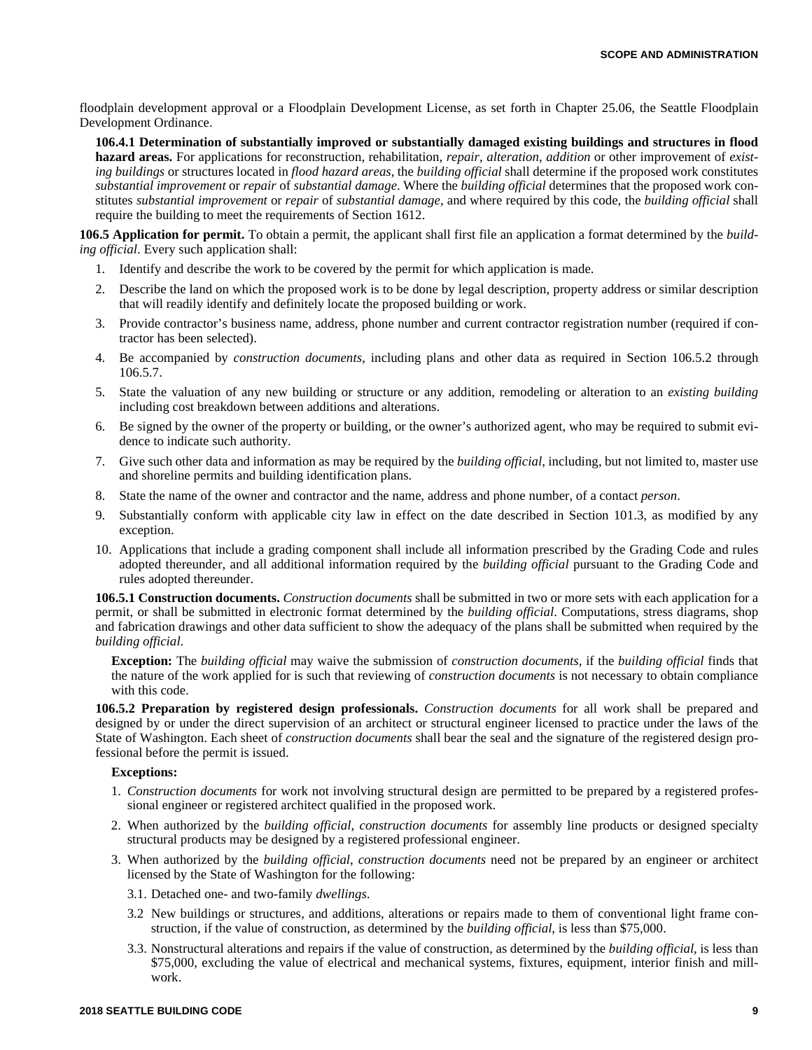floodplain development approval or a Floodplain Development License, as set forth in Chapter 25.06, the Seattle Floodplain Development Ordinance.

**106.4.1 Determination of substantially improved or substantially damaged existing buildings and structures in flood hazard areas.** For applications for reconstruction, rehabilitation, *repair*, *alteration*, *addition* or other improvement of *existing buildings* or structures located in *flood hazard areas*, the *building official* shall determine if the proposed work constitutes *substantial improvement* or *repair* of *substantial damage*. Where the *building official* determines that the proposed work constitutes *substantial improvement* or *repair* of *substantial damage*, and where required by this code, the *building official* shall require the building to meet the requirements of Section 1612.

**106.5 Application for permit.** To obtain a permit, the applicant shall first file an application a format determined by the *building official*. Every such application shall:

1. Identify and describe the work to be covered by the permit for which application is made.
2. Describe the land on which the proposed work is to be done by legal description, property address or similar description that will readily identify and definitely locate the proposed building or work.
3. Provide contractor's business name, address, phone number and current contractor registration number (required if contractor has been selected).
4. Be accompanied by *construction documents*, including plans and other data as required in Section 106.5.2 through 106.5.7.
5. State the valuation of any new building or structure or any addition, remodeling or alteration to an *existing building* including cost breakdown between additions and alterations.
6. Be signed by the owner of the property or building, or the owner's authorized agent, who may be required to submit evidence to indicate such authority.
7. Give such other data and information as may be required by the *building official*, including, but not limited to, master use and shoreline permits and building identification plans.
8. State the name of the owner and contractor and the name, address and phone number, of a contact *person*.
9. Substantially conform with applicable city law in effect on the date described in Section 101.3, as modified by any exception.
10. Applications that include a grading component shall include all information prescribed by the Grading Code and rules adopted thereunder, and all additional information required by the *building official* pursuant to the Grading Code and rules adopted thereunder.

**106.5.1 Construction documents.** *Construction documents* shall be submitted in two or more sets with each application for a permit, or shall be submitted in electronic format determined by the *building official*. Computations, stress diagrams, shop and fabrication drawings and other data sufficient to show the adequacy of the plans shall be submitted when required by the *building official*.

**Exception:** The *building official* may waive the submission of *construction documents*, if the *building official* finds that the nature of the work applied for is such that reviewing of *construction documents* is not necessary to obtain compliance with this code.

**106.5.2 Preparation by registered design professionals.** *Construction documents* for all work shall be prepared and designed by or under the direct supervision of an architect or structural engineer licensed to practice under the laws of the State of Washington. Each sheet of *construction documents* shall bear the seal and the signature of the registered design professional before the permit is issued.

**Exceptions:**

1. *Construction documents* for work not involving structural design are permitted to be prepared by a registered professional engineer or registered architect qualified in the proposed work.
2. When authorized by the *building official*, *construction documents* for assembly line products or designed specialty structural products may be designed by a registered professional engineer.
3. When authorized by the *building official*, *construction documents* need not be prepared by an engineer or architect licensed by the State of Washington for the following:
   - 3.1. Detached one- and two-family *dwellings*.
   - 3.2 New buildings or structures, and additions, alterations or repairs made to them of conventional light frame construction, if the value of construction, as determined by the *building official*, is less than $75,000.
   - 3.3. Nonstructural alterations and repairs if the value of construction, as determined by the *building official*, is less than $75,000, excluding the value of electrical and mechanical systems, fixtures, equipment, interior finish and millwork.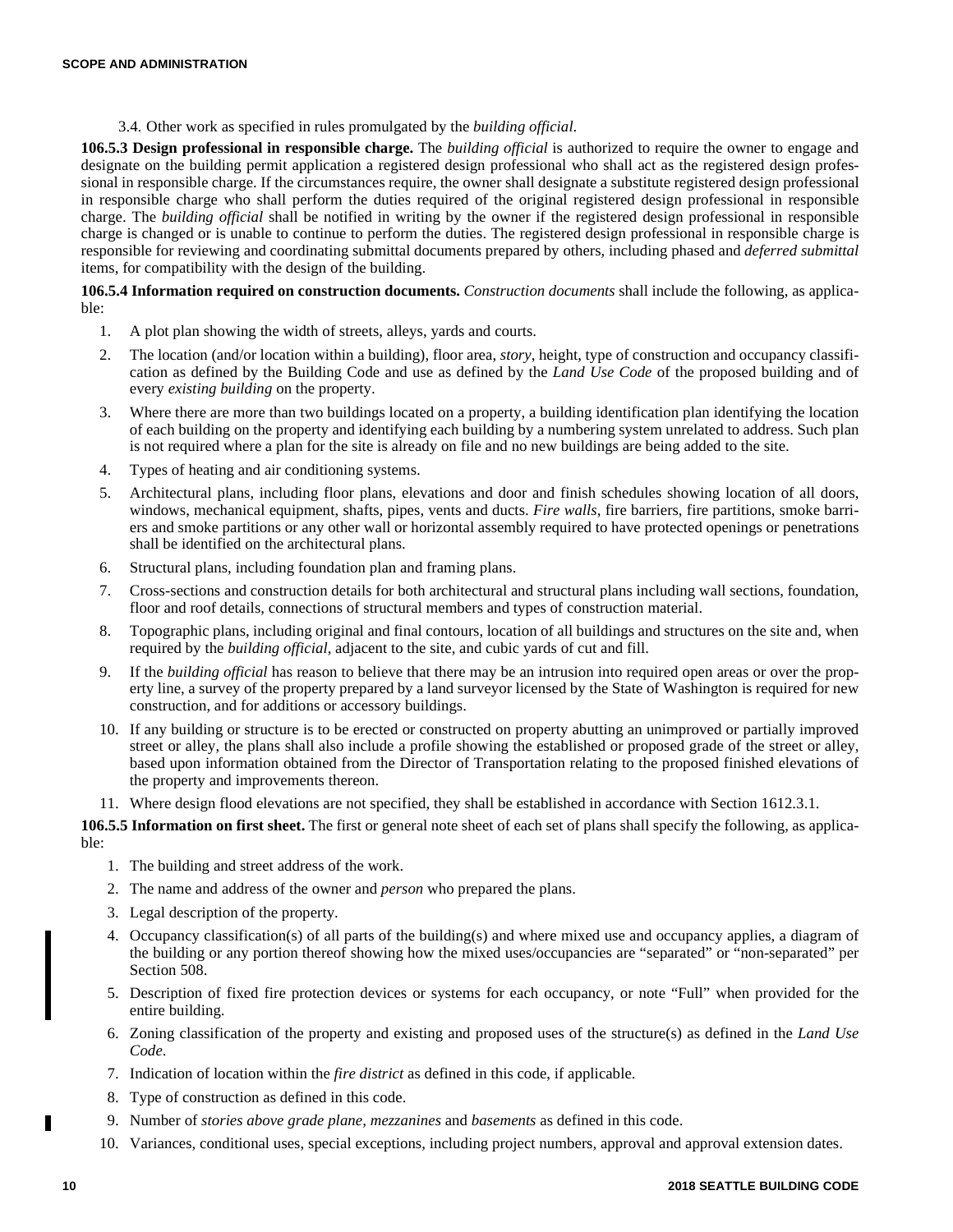3.4. Other work as specified in rules promulgated by the *building official.*

**106.5.3 Design professional in responsible charge.** The *building official* is authorized to require the owner to engage and designate on the building permit application a registered design professional who shall act as the registered design professional in responsible charge. If the circumstances require, the owner shall designate a substitute registered design professional in responsible charge who shall perform the duties required of the original registered design professional in responsible charge. The *building official* shall be notified in writing by the owner if the registered design professional in responsible charge is changed or is unable to continue to perform the duties. The registered design professional in responsible charge is responsible for reviewing and coordinating submittal documents prepared by others, including phased and *deferred submittal* items, for compatibility with the design of the building.

**106.5.4 Information required on construction documents.** *Construction documents* shall include the following, as applicable:

1. A plot plan showing the width of streets, alleys, yards and courts.
2. The location (and/or location within a building), floor area, *story*, height, type of construction and occupancy classification as defined by the Building Code and use as defined by the *Land Use Code* of the proposed building and of every *existing building* on the property.
3. Where there are more than two buildings located on a property, a building identification plan identifying the location of each building on the property and identifying each building by a numbering system unrelated to address. Such plan is not required where a plan for the site is already on file and no new buildings are being added to the site.
4. Types of heating and air conditioning systems.
5. Architectural plans, including floor plans, elevations and door and finish schedules showing location of all doors, windows, mechanical equipment, shafts, pipes, vents and ducts. *Fire walls*, fire barriers, fire partitions, smoke barriers and smoke partitions or any other wall or horizontal assembly required to have protected openings or penetrations shall be identified on the architectural plans.
6. Structural plans, including foundation plan and framing plans.
7. Cross-sections and construction details for both architectural and structural plans including wall sections, foundation, floor and roof details, connections of structural members and types of construction material.
8. Topographic plans, including original and final contours, location of all buildings and structures on the site and, when required by the *building official*, adjacent to the site, and cubic yards of cut and fill.
9. If the *building official* has reason to believe that there may be an intrusion into required open areas or over the property line, a survey of the property prepared by a land surveyor licensed by the State of Washington is required for new construction, and for additions or accessory buildings.
10. If any building or structure is to be erected or constructed on property abutting an unimproved or partially improved street or alley, the plans shall also include a profile showing the established or proposed grade of the street or alley, based upon information obtained from the Director of Transportation relating to the proposed finished elevations of the property and improvements thereon.
11. Where design flood elevations are not specified, they shall be established in accordance with Section 1612.3.1.

**106.5.5 Information on first sheet.** The first or general note sheet of each set of plans shall specify the following, as applicable:

1. The building and street address of the work.
2. The name and address of the owner and *person* who prepared the plans.
3. Legal description of the property.
4. Occupancy classification(s) of all parts of the building(s) and where mixed use and occupancy applies, a diagram of the building or any portion thereof showing how the mixed uses/occupancies are "separated" or "non-separated" per Section 508.
5. Description of fixed fire protection devices or systems for each occupancy, or note "Full" when provided for the entire building.
6. Zoning classification of the property and existing and proposed uses of the structure(s) as defined in the *Land Use Code*.
7. Indication of location within the *fire district* as defined in this code, if applicable.
8. Type of construction as defined in this code.
9. Number of *stories above grade plane*, *mezzanines* and *basements* as defined in this code.
10. Variances, conditional uses, special exceptions, including project numbers, approval and approval extension dates.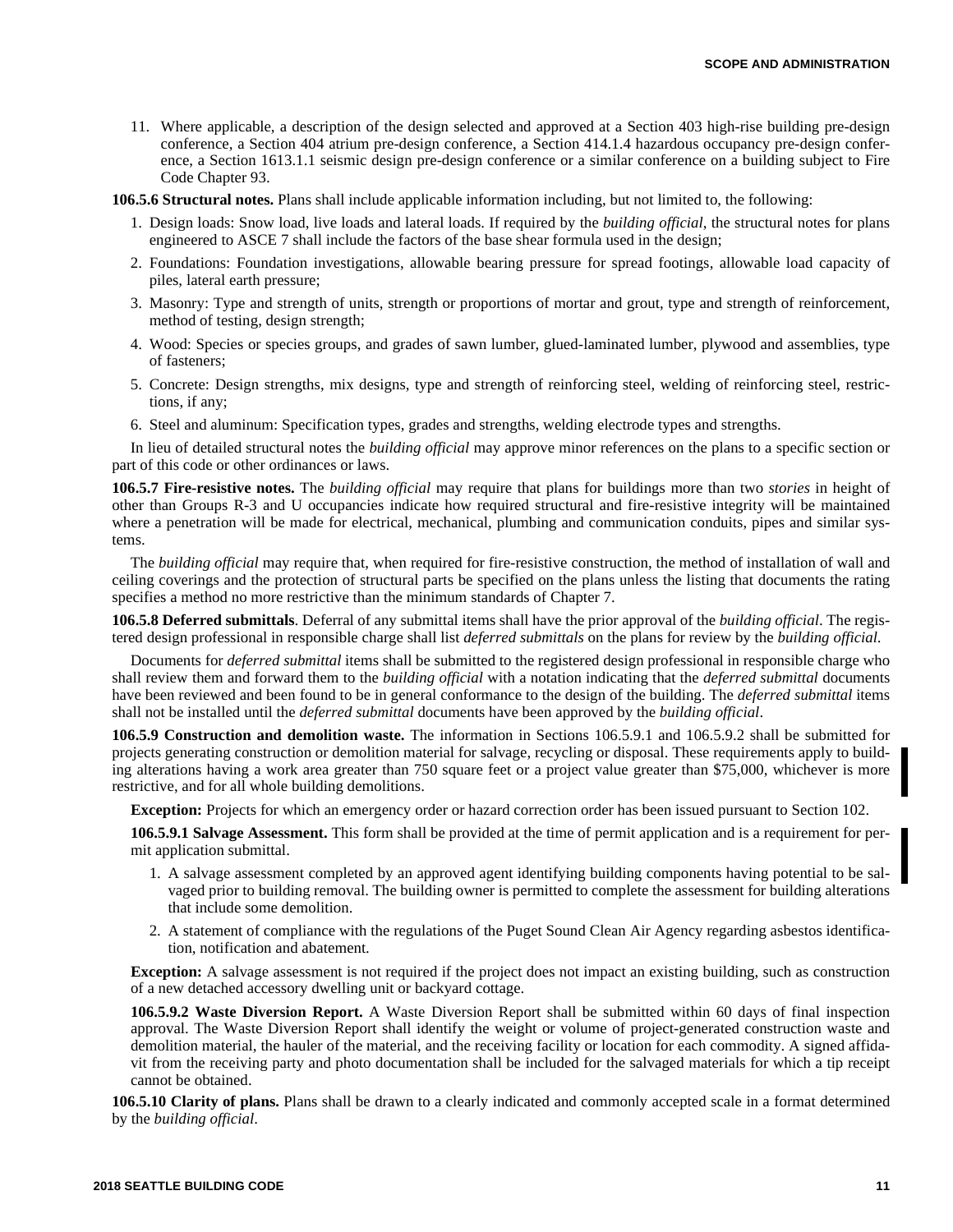11. Where applicable, a description of the design selected and approved at a Section 403 high-rise building pre-design conference, a Section 404 atrium pre-design conference, a Section 414.1.4 hazardous occupancy pre-design conference, a Section 1613.1.1 seismic design pre-design conference or a similar conference on a building subject to Fire Code Chapter 93.

**106.5.6 Structural notes.** Plans shall include applicable information including, but not limited to, the following:

1. Design loads: Snow load, live loads and lateral loads. If required by the *building official*, the structural notes for plans engineered to ASCE 7 shall include the factors of the base shear formula used in the design;
2. Foundations: Foundation investigations, allowable bearing pressure for spread footings, allowable load capacity of piles, lateral earth pressure;
3. Masonry: Type and strength of units, strength or proportions of mortar and grout, type and strength of reinforcement, method of testing, design strength;
4. Wood: Species or species groups, and grades of sawn lumber, glued-laminated lumber, plywood and assemblies, type of fasteners;
5. Concrete: Design strengths, mix designs, type and strength of reinforcing steel, welding of reinforcing steel, restrictions, if any;
6. Steel and aluminum: Specification types, grades and strengths, welding electrode types and strengths.

In lieu of detailed structural notes the *building official* may approve minor references on the plans to a specific section or part of this code or other ordinances or laws.

**106.5.7 Fire-resistive notes.** The *building official* may require that plans for buildings more than two *stories* in height of other than Groups R-3 and U occupancies indicate how required structural and fire-resistive integrity will be maintained where a penetration will be made for electrical, mechanical, plumbing and communication conduits, pipes and similar systems.

The *building official* may require that, when required for fire-resistive construction, the method of installation of wall and ceiling coverings and the protection of structural parts be specified on the plans unless the listing that documents the rating specifies a method no more restrictive than the minimum standards of Chapter 7.

**106.5.8 Deferred submittals**. Deferral of any submittal items shall have the prior approval of the *building official*. The registered design professional in responsible charge shall list *deferred submittals* on the plans for review by the *building official*.

Documents for *deferred submittal* items shall be submitted to the registered design professional in responsible charge who shall review them and forward them to the *building official* with a notation indicating that the *deferred submittal* documents have been reviewed and been found to be in general conformance to the design of the building. The *deferred submittal* items shall not be installed until the *deferred submittal* documents have been approved by the *building official*.

**106.5.9 Construction and demolition waste.** The information in Sections 106.5.9.1 and 106.5.9.2 shall be submitted for projects generating construction or demolition material for salvage, recycling or disposal. These requirements apply to building alterations having a work area greater than 750 square feet or a project value greater than $75,000, whichever is more restrictive, and for all whole building demolitions.

**Exception:** Projects for which an emergency order or hazard correction order has been issued pursuant to Section 102.

**106.5.9.1 Salvage Assessment.** This form shall be provided at the time of permit application and is a requirement for permit application submittal.

1. A salvage assessment completed by an approved agent identifying building components having potential to be salvaged prior to building removal. The building owner is permitted to complete the assessment for building alterations that include some demolition.
2. A statement of compliance with the regulations of the Puget Sound Clean Air Agency regarding asbestos identification, notification and abatement.

**Exception:** A salvage assessment is not required if the project does not impact an existing building, such as construction of a new detached accessory dwelling unit or backyard cottage.

**106.5.9.2 Waste Diversion Report.** A Waste Diversion Report shall be submitted within 60 days of final inspection approval. The Waste Diversion Report shall identify the weight or volume of project-generated construction waste and demolition material, the hauler of the material, and the receiving facility or location for each commodity. A signed affidavit from the receiving party and photo documentation shall be included for the salvaged materials for which a tip receipt cannot be obtained.

**106.5.10 Clarity of plans.** Plans shall be drawn to a clearly indicated and commonly accepted scale in a format determined by the *building official*.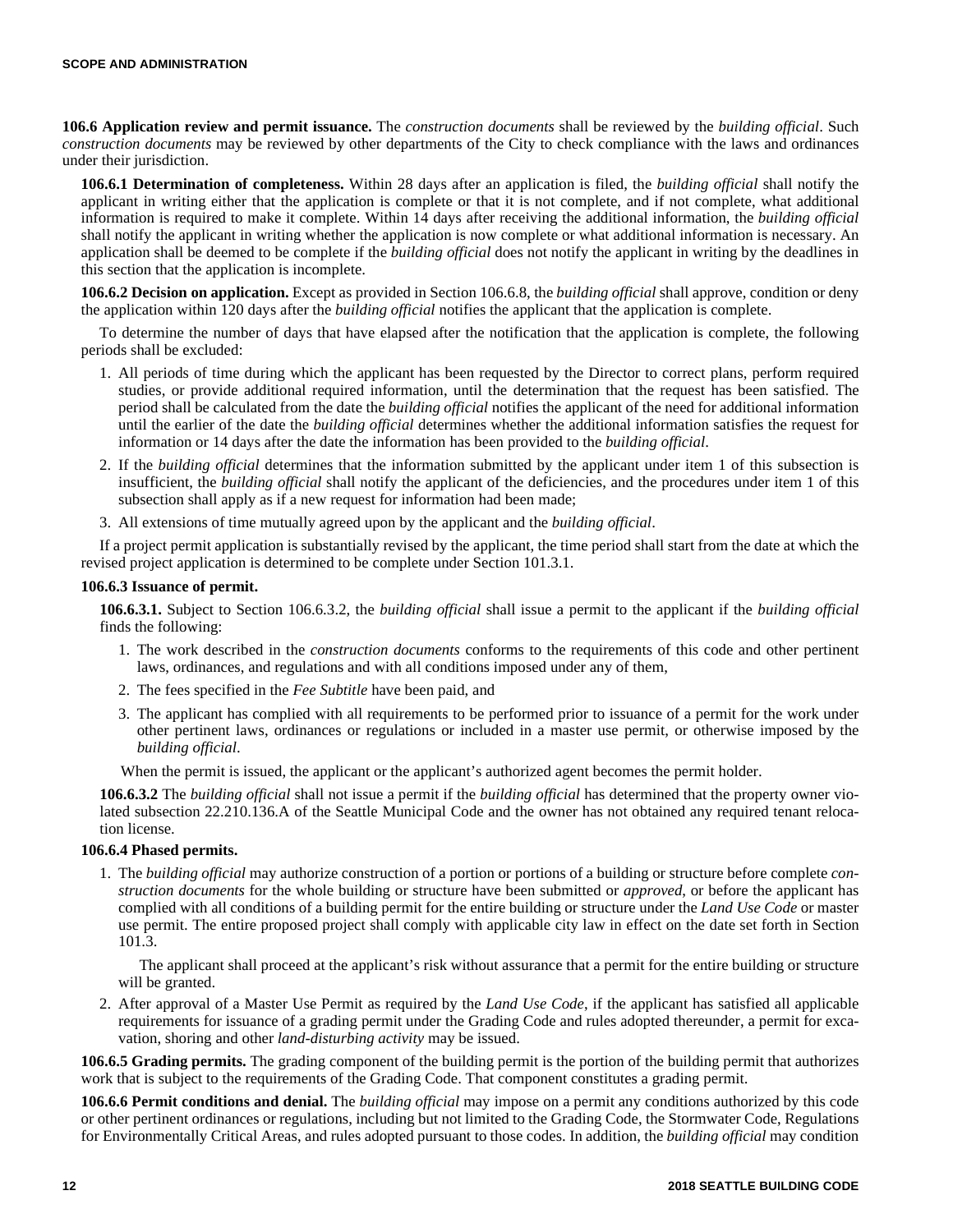**106.6 Application review and permit issuance.** The *construction documents* shall be reviewed by the *building official*. Such *construction documents* may be reviewed by other departments of the City to check compliance with the laws and ordinances under their jurisdiction.

**106.6.1 Determination of completeness.** Within 28 days after an application is filed, the *building official* shall notify the applicant in writing either that the application is complete or that it is not complete, and if not complete, what additional information is required to make it complete. Within 14 days after receiving the additional information, the *building official* shall notify the applicant in writing whether the application is now complete or what additional information is necessary. An application shall be deemed to be complete if the *building official* does not notify the applicant in writing by the deadlines in this section that the application is incomplete.

**106.6.2 Decision on application.** Except as provided in Section 106.6.8, the *building official* shall approve, condition or deny the application within 120 days after the *building official* notifies the applicant that the application is complete.

To determine the number of days that have elapsed after the notification that the application is complete, the following periods shall be excluded:

1. All periods of time during which the applicant has been requested by the Director to correct plans, perform required studies, or provide additional required information, until the determination that the request has been satisfied. The period shall be calculated from the date the *building official* notifies the applicant of the need for additional information until the earlier of the date the *building official* determines whether the additional information satisfies the request for information or 14 days after the date the information has been provided to the *building official*.
2. If the *building official* determines that the information submitted by the applicant under item 1 of this subsection is insufficient, the *building official* shall notify the applicant of the deficiencies, and the procedures under item 1 of this subsection shall apply as if a new request for information had been made;
3. All extensions of time mutually agreed upon by the applicant and the *building official*.

If a project permit application is substantially revised by the applicant, the time period shall start from the date at which the revised project application is determined to be complete under Section 101.3.1.

**106.6.3 Issuance of permit.**

**106.6.3.1.** Subject to Section 106.6.3.2, the *building official* shall issue a permit to the applicant if the *building official* finds the following:

1. The work described in the *construction documents* conforms to the requirements of this code and other pertinent laws, ordinances, and regulations and with all conditions imposed under any of them,
2. The fees specified in the *Fee Subtitle* have been paid, and
3. The applicant has complied with all requirements to be performed prior to issuance of a permit for the work under other pertinent laws, ordinances or regulations or included in a master use permit, or otherwise imposed by the *building official*.

When the permit is issued, the applicant or the applicant's authorized agent becomes the permit holder.

**106.6.3.2** The *building official* shall not issue a permit if the *building official* has determined that the property owner violated subsection 22.210.136.A of the Seattle Municipal Code and the owner has not obtained any required tenant relocation license.

**106.6.4 Phased permits.**

1. The *building official* may authorize construction of a portion or portions of a building or structure before complete *construction documents* for the whole building or structure have been submitted or *approved*, or before the applicant has complied with all conditions of a building permit for the entire building or structure under the *Land Use Code* or master use permit. The entire proposed project shall comply with applicable city law in effect on the date set forth in Section 101.3.

   The applicant shall proceed at the applicant's risk without assurance that a permit for the entire building or structure will be granted.
2. After approval of a Master Use Permit as required by the *Land Use Code*, if the applicant has satisfied all applicable requirements for issuance of a grading permit under the Grading Code and rules adopted thereunder, a permit for excavation, shoring and other *land-disturbing activity* may be issued.

**106.6.5 Grading permits.** The grading component of the building permit is the portion of the building permit that authorizes work that is subject to the requirements of the Grading Code. That component constitutes a grading permit.

**106.6.6 Permit conditions and denial.** The *building official* may impose on a permit any conditions authorized by this code or other pertinent ordinances or regulations, including but not limited to the Grading Code, the Stormwater Code, Regulations for Environmentally Critical Areas, and rules adopted pursuant to those codes. In addition, the *building official* may condition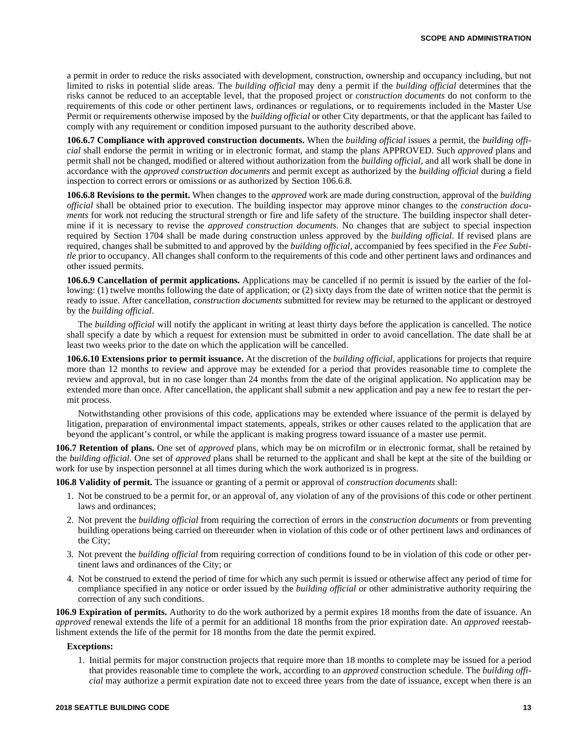a permit in order to reduce the risks associated with development, construction, ownership and occupancy including, but not limited to risks in potential slide areas. The *building official* may deny a permit if the *building official* determines that the risks cannot be reduced to an acceptable level, that the proposed project or *construction documents* do not conform to the requirements of this code or other pertinent laws, ordinances or regulations, or to requirements included in the Master Use Permit or requirements otherwise imposed by the *building official* or other City departments, or that the applicant has failed to comply with any requirement or condition imposed pursuant to the authority described above.

**106.6.7 Compliance with approved construction documents.** When the *building official* issues a permit, the *building official* shall endorse the permit in writing or in electronic format, and stamp the plans APPROVED. Such *approved* plans and permit shall not be changed, modified or altered without authorization from the *building official*, and all work shall be done in accordance with the *approved construction documents* and permit except as authorized by the *building official* during a field inspection to correct errors or omissions or as authorized by Section 106.6.8.

**106.6.8 Revisions to the permit.** When changes to the *approved* work are made during construction, approval of the *building official* shall be obtained prior to execution. The building inspector may approve minor changes to the *construction documents* for work not reducing the structural strength or fire and life safety of the structure. The building inspector shall determine if it is necessary to revise the *approved construction documents*. No changes that are subject to special inspection required by Section 1704 shall be made during construction unless approved by the *building official*. If revised plans are required, changes shall be submitted to and approved by the *building official*, accompanied by fees specified in the *Fee Subtitle* prior to occupancy. All changes shall conform to the requirements of this code and other pertinent laws and ordinances and other issued permits.

**106.6.9 Cancellation of permit applications.** Applications may be cancelled if no permit is issued by the earlier of the following: (1) twelve months following the date of application; or (2) sixty days from the date of written notice that the permit is ready to issue. After cancellation, *construction documents* submitted for review may be returned to the applicant or destroyed by the *building official*.

The *building official* will notify the applicant in writing at least thirty days before the application is cancelled. The notice shall specify a date by which a request for extension must be submitted in order to avoid cancellation. The date shall be at least two weeks prior to the date on which the application will be cancelled.

**106.6.10 Extensions prior to permit issuance.** At the discretion of the *building official*, applications for projects that require more than 12 months to review and approve may be extended for a period that provides reasonable time to complete the review and approval, but in no case longer than 24 months from the date of the original application. No application may be extended more than once. After cancellation, the applicant shall submit a new application and pay a new fee to restart the permit process.

Notwithstanding other provisions of this code, applications may be extended where issuance of the permit is delayed by litigation, preparation of environmental impact statements, appeals, strikes or other causes related to the application that are beyond the applicant's control, or while the applicant is making progress toward issuance of a master use permit.

**106.7 Retention of plans.** One set of *approved* plans, which may be on microfilm or in electronic format, shall be retained by the *building official*. One set of *approved* plans shall be returned to the applicant and shall be kept at the site of the building or work for use by inspection personnel at all times during which the work authorized is in progress.

**106.8 Validity of permit.** The issuance or granting of a permit or approval of *construction documents* shall:

1. Not be construed to be a permit for, or an approval of, any violation of any of the provisions of this code or other pertinent laws and ordinances;
2. Not prevent the *building official* from requiring the correction of errors in the *construction documents* or from preventing building operations being carried on thereunder when in violation of this code or of other pertinent laws and ordinances of the City;
3. Not prevent the *building official* from requiring correction of conditions found to be in violation of this code or other pertinent laws and ordinances of the City; or
4. Not be construed to extend the period of time for which any such permit is issued or otherwise affect any period of time for compliance specified in any notice or order issued by the *building official* or other administrative authority requiring the correction of any such conditions.

**106.9 Expiration of permits.** Authority to do the work authorized by a permit expires 18 months from the date of issuance. An *approved* renewal extends the life of a permit for an additional 18 months from the prior expiration date. An *approved* reestablishment extends the life of the permit for 18 months from the date the permit expired.

**Exceptions:**

1. Initial permits for major construction projects that require more than 18 months to complete may be issued for a period that provides reasonable time to complete the work, according to an *approved* construction schedule. The *building official* may authorize a permit expiration date not to exceed three years from the date of issuance, except when there is an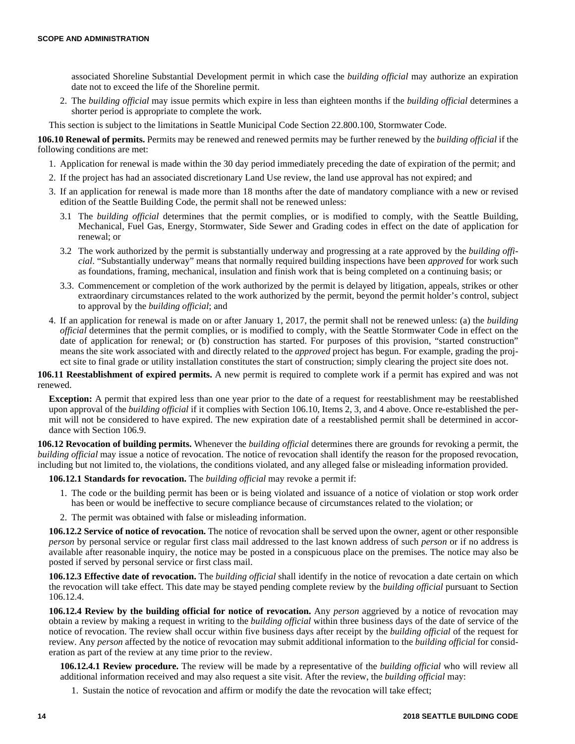associated Shoreline Substantial Development permit in which case the *building official* may authorize an expiration date not to exceed the life of the Shoreline permit.

2. The *building official* may issue permits which expire in less than eighteen months if the *building official* determines a shorter period is appropriate to complete the work.

This section is subject to the limitations in Seattle Municipal Code Section 22.800.100, Stormwater Code.

**106.10 Renewal of permits.** Permits may be renewed and renewed permits may be further renewed by the *building official* if the following conditions are met:

1. Application for renewal is made within the 30 day period immediately preceding the date of expiration of the permit; and
2. If the project has had an associated discretionary Land Use review, the land use approval has not expired; and
3. If an application for renewal is made more than 18 months after the date of mandatory compliance with a new or revised edition of the Seattle Building Code, the permit shall not be renewed unless:
   - 3.1 The *building official* determines that the permit complies, or is modified to comply, with the Seattle Building, Mechanical, Fuel Gas, Energy, Stormwater, Side Sewer and Grading codes in effect on the date of application for renewal; or
   - 3.2 The work authorized by the permit is substantially underway and progressing at a rate approved by the *building official*. "Substantially underway" means that normally required building inspections have been *approved* for work such as foundations, framing, mechanical, insulation and finish work that is being completed on a continuing basis; or
   - 3.3. Commencement or completion of the work authorized by the permit is delayed by litigation, appeals, strikes or other extraordinary circumstances related to the work authorized by the permit, beyond the permit holder's control, subject to approval by the *building official*; and
4. If an application for renewal is made on or after January 1, 2017, the permit shall not be renewed unless: (a) the *building official* determines that the permit complies, or is modified to comply, with the Seattle Stormwater Code in effect on the date of application for renewal; or (b) construction has started. For purposes of this provision, "started construction" means the site work associated with and directly related to the *approved* project has begun. For example, grading the project site to final grade or utility installation constitutes the start of construction; simply clearing the project site does not.

**106.11 Reestablishment of expired permits.** A new permit is required to complete work if a permit has expired and was not renewed.

**Exception:** A permit that expired less than one year prior to the date of a request for reestablishment may be reestablished upon approval of the *building official* if it complies with Section 106.10, Items 2, 3, and 4 above. Once re-established the permit will not be considered to have expired. The new expiration date of a reestablished permit shall be determined in accordance with Section 106.9.

**106.12 Revocation of building permits.** Whenever the *building official* determines there are grounds for revoking a permit, the *building official* may issue a notice of revocation. The notice of revocation shall identify the reason for the proposed revocation, including but not limited to, the violations, the conditions violated, and any alleged false or misleading information provided.

**106.12.1 Standards for revocation.** The *building official* may revoke a permit if:

1. The code or the building permit has been or is being violated and issuance of a notice of violation or stop work order has been or would be ineffective to secure compliance because of circumstances related to the violation; or
2. The permit was obtained with false or misleading information.

**106.12.2 Service of notice of revocation.** The notice of revocation shall be served upon the owner, agent or other responsible *person* by personal service or regular first class mail addressed to the last known address of such *person* or if no address is available after reasonable inquiry, the notice may be posted in a conspicuous place on the premises. The notice may also be posted if served by personal service or first class mail.

**106.12.3 Effective date of revocation.** The *building official* shall identify in the notice of revocation a date certain on which the revocation will take effect. This date may be stayed pending complete review by the *building official* pursuant to Section 106.12.4.

**106.12.4 Review by the building official for notice of revocation.** Any *person* aggrieved by a notice of revocation may obtain a review by making a request in writing to the *building official* within three business days of the date of service of the notice of revocation. The review shall occur within five business days after receipt by the *building official* of the request for review. Any *person* affected by the notice of revocation may submit additional information to the *building official* for consideration as part of the review at any time prior to the review.

**106.12.4.1 Review procedure.** The review will be made by a representative of the *building official* who will review all additional information received and may also request a site visit. After the review, the *building official* may:

1. Sustain the notice of revocation and affirm or modify the date the revocation will take effect;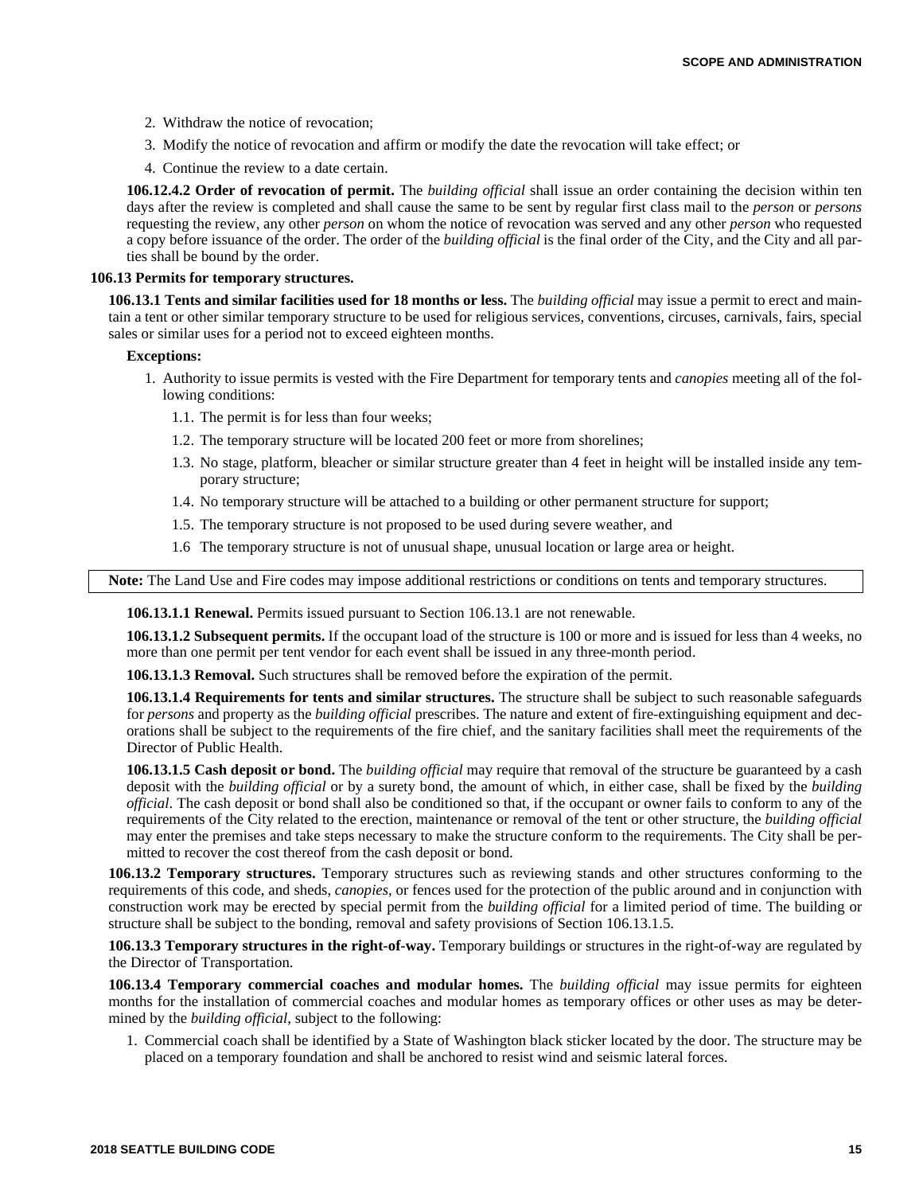2. Withdraw the notice of revocation;
3. Modify the notice of revocation and affirm or modify the date the revocation will take effect; or
4. Continue the review to a date certain.

**106.12.4.2 Order of revocation of permit.** The *building official* shall issue an order containing the decision within ten days after the review is completed and shall cause the same to be sent by regular first class mail to the *person* or *persons* requesting the review, any other *person* on whom the notice of revocation was served and any other *person* who requested a copy before issuance of the order. The order of the *building official* is the final order of the City, and the City and all parties shall be bound by the order.

**106.13 Permits for temporary structures.**

**106.13.1 Tents and similar facilities used for 18 months or less.** The *building official* may issue a permit to erect and maintain a tent or other similar temporary structure to be used for religious services, conventions, circuses, carnivals, fairs, special sales or similar uses for a period not to exceed eighteen months.

**Exceptions:**

1. Authority to issue permits is vested with the Fire Department for temporary tents and *canopies* meeting all of the following conditions:
   - 1.1. The permit is for less than four weeks;
   - 1.2. The temporary structure will be located 200 feet or more from shorelines;
   - 1.3. No stage, platform, bleacher or similar structure greater than 4 feet in height will be installed inside any temporary structure;
   - 1.4. No temporary structure will be attached to a building or other permanent structure for support;
   - 1.5. The temporary structure is not proposed to be used during severe weather, and
   - 1.6 The temporary structure is not of unusual shape, unusual location or large area or height.

**Note:** The Land Use and Fire codes may impose additional restrictions or conditions on tents and temporary structures.

**106.13.1.1 Renewal.** Permits issued pursuant to Section 106.13.1 are not renewable.

**106.13.1.2 Subsequent permits.** If the occupant load of the structure is 100 or more and is issued for less than 4 weeks, no more than one permit per tent vendor for each event shall be issued in any three-month period.

**106.13.1.3 Removal.** Such structures shall be removed before the expiration of the permit.

**106.13.1.4 Requirements for tents and similar structures.** The structure shall be subject to such reasonable safeguards for *persons* and property as the *building official* prescribes. The nature and extent of fire-extinguishing equipment and decorations shall be subject to the requirements of the fire chief, and the sanitary facilities shall meet the requirements of the Director of Public Health.

**106.13.1.5 Cash deposit or bond.** The *building official* may require that removal of the structure be guaranteed by a cash deposit with the *building official* or by a surety bond, the amount of which, in either case, shall be fixed by the *building official*. The cash deposit or bond shall also be conditioned so that, if the occupant or owner fails to conform to any of the requirements of the City related to the erection, maintenance or removal of the tent or other structure, the *building official* may enter the premises and take steps necessary to make the structure conform to the requirements. The City shall be permitted to recover the cost thereof from the cash deposit or bond.

**106.13.2 Temporary structures.** Temporary structures such as reviewing stands and other structures conforming to the requirements of this code, and sheds, *canopies*, or fences used for the protection of the public around and in conjunction with construction work may be erected by special permit from the *building official* for a limited period of time. The building or structure shall be subject to the bonding, removal and safety provisions of Section 106.13.1.5.

**106.13.3 Temporary structures in the right-of-way.** Temporary buildings or structures in the right-of-way are regulated by the Director of Transportation.

**106.13.4 Temporary commercial coaches and modular homes.** The *building official* may issue permits for eighteen months for the installation of commercial coaches and modular homes as temporary offices or other uses as may be determined by the *building official*, subject to the following:

1. Commercial coach shall be identified by a State of Washington black sticker located by the door. The structure may be placed on a temporary foundation and shall be anchored to resist wind and seismic lateral forces.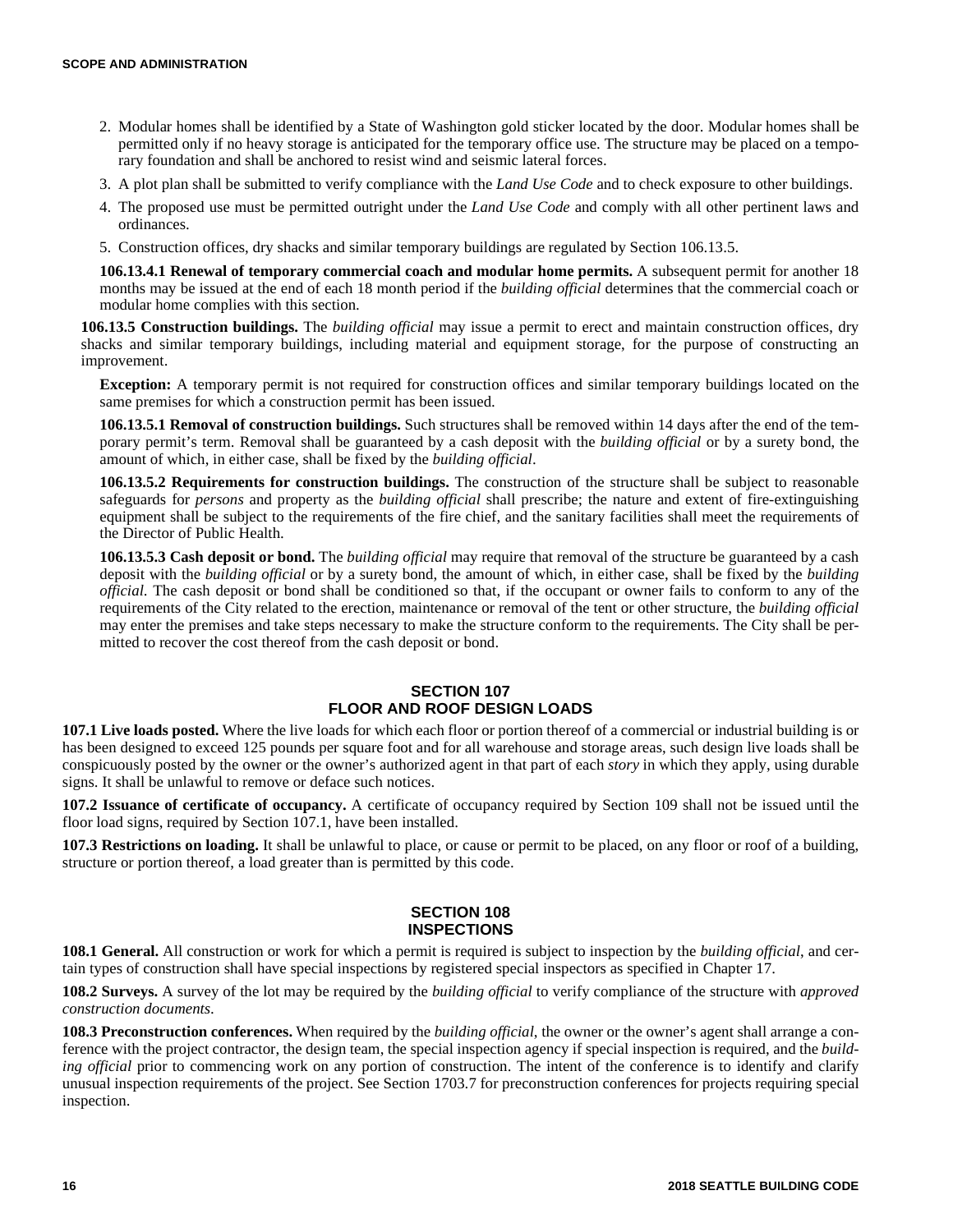2. Modular homes shall be identified by a State of Washington gold sticker located by the door. Modular homes shall be permitted only if no heavy storage is anticipated for the temporary office use. The structure may be placed on a temporary foundation and shall be anchored to resist wind and seismic lateral forces.
3. A plot plan shall be submitted to verify compliance with the *Land Use Code* and to check exposure to other buildings.
4. The proposed use must be permitted outright under the *Land Use Code* and comply with all other pertinent laws and ordinances.
5. Construction offices, dry shacks and similar temporary buildings are regulated by Section 106.13.5.

**106.13.4.1 Renewal of temporary commercial coach and modular home permits.** A subsequent permit for another 18 months may be issued at the end of each 18 month period if the *building official* determines that the commercial coach or modular home complies with this section.

**106.13.5 Construction buildings.** The *building official* may issue a permit to erect and maintain construction offices, dry shacks and similar temporary buildings, including material and equipment storage, for the purpose of constructing an improvement.

**Exception:** A temporary permit is not required for construction offices and similar temporary buildings located on the same premises for which a construction permit has been issued.

**106.13.5.1 Removal of construction buildings.** Such structures shall be removed within 14 days after the end of the temporary permit's term. Removal shall be guaranteed by a cash deposit with the *building official* or by a surety bond, the amount of which, in either case, shall be fixed by the *building official*.

**106.13.5.2 Requirements for construction buildings.** The construction of the structure shall be subject to reasonable safeguards for *persons* and property as the *building official* shall prescribe; the nature and extent of fire-extinguishing equipment shall be subject to the requirements of the fire chief, and the sanitary facilities shall meet the requirements of the Director of Public Health.

**106.13.5.3 Cash deposit or bond.** The *building official* may require that removal of the structure be guaranteed by a cash deposit with the *building official* or by a surety bond, the amount of which, in either case, shall be fixed by the *building official*. The cash deposit or bond shall be conditioned so that, if the occupant or owner fails to conform to any of the requirements of the City related to the erection, maintenance or removal of the tent or other structure, the *building official* may enter the premises and take steps necessary to make the structure conform to the requirements. The City shall be permitted to recover the cost thereof from the cash deposit or bond.

## SECTION 107
## FLOOR AND ROOF DESIGN LOADS

**107.1 Live loads posted.** Where the live loads for which each floor or portion thereof of a commercial or industrial building is or has been designed to exceed 125 pounds per square foot and for all warehouse and storage areas, such design live loads shall be conspicuously posted by the owner or the owner's authorized agent in that part of each *story* in which they apply, using durable signs. It shall be unlawful to remove or deface such notices.

**107.2 Issuance of certificate of occupancy.** A certificate of occupancy required by Section 109 shall not be issued until the floor load signs, required by Section 107.1, have been installed.

**107.3 Restrictions on loading.** It shall be unlawful to place, or cause or permit to be placed, on any floor or roof of a building, structure or portion thereof, a load greater than is permitted by this code.

## SECTION 108
## INSPECTIONS

**108.1 General.** All construction or work for which a permit is required is subject to inspection by the *building official*, and certain types of construction shall have special inspections by registered special inspectors as specified in Chapter 17.

**108.2 Surveys.** A survey of the lot may be required by the *building official* to verify compliance of the structure with *approved construction documents*.

**108.3 Preconstruction conferences.** When required by the *building official*, the owner or the owner's agent shall arrange a conference with the project contractor, the design team, the special inspection agency if special inspection is required, and the *building official* prior to commencing work on any portion of construction. The intent of the conference is to identify and clarify unusual inspection requirements of the project. See Section 1703.7 for preconstruction conferences for projects requiring special inspection.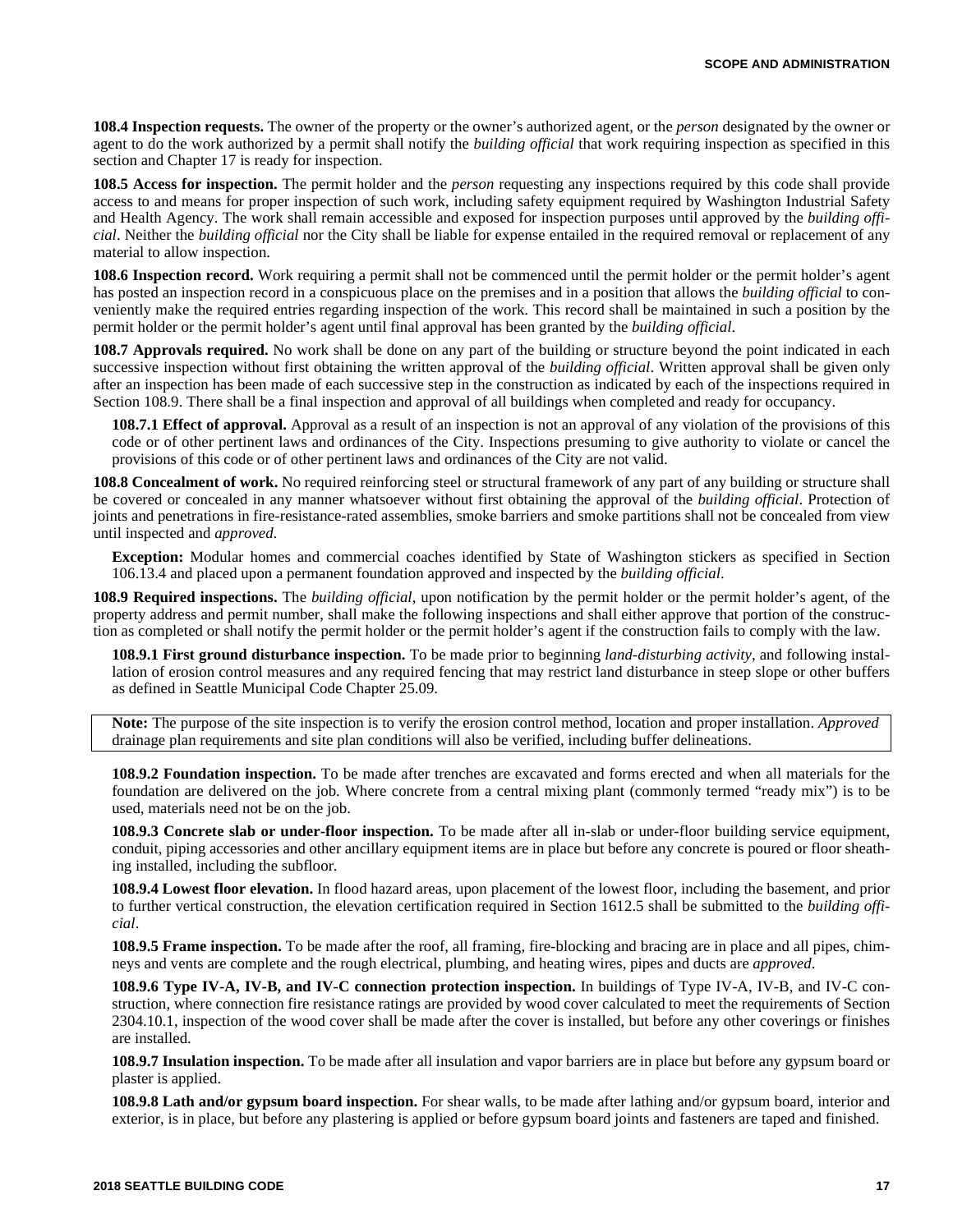**108.4 Inspection requests.** The owner of the property or the owner's authorized agent, or the *person* designated by the owner or agent to do the work authorized by a permit shall notify the *building official* that work requiring inspection as specified in this section and Chapter 17 is ready for inspection.

**108.5 Access for inspection.** The permit holder and the *person* requesting any inspections required by this code shall provide access to and means for proper inspection of such work, including safety equipment required by Washington Industrial Safety and Health Agency. The work shall remain accessible and exposed for inspection purposes until approved by the *building official*. Neither the *building official* nor the City shall be liable for expense entailed in the required removal or replacement of any material to allow inspection.

**108.6 Inspection record.** Work requiring a permit shall not be commenced until the permit holder or the permit holder's agent has posted an inspection record in a conspicuous place on the premises and in a position that allows the *building official* to conveniently make the required entries regarding inspection of the work. This record shall be maintained in such a position by the permit holder or the permit holder's agent until final approval has been granted by the *building official*.

**108.7 Approvals required.** No work shall be done on any part of the building or structure beyond the point indicated in each successive inspection without first obtaining the written approval of the *building official*. Written approval shall be given only after an inspection has been made of each successive step in the construction as indicated by each of the inspections required in Section 108.9. There shall be a final inspection and approval of all buildings when completed and ready for occupancy.

**108.7.1 Effect of approval.** Approval as a result of an inspection is not an approval of any violation of the provisions of this code or of other pertinent laws and ordinances of the City. Inspections presuming to give authority to violate or cancel the provisions of this code or of other pertinent laws and ordinances of the City are not valid.

**108.8 Concealment of work.** No required reinforcing steel or structural framework of any part of any building or structure shall be covered or concealed in any manner whatsoever without first obtaining the approval of the *building official*. Protection of joints and penetrations in fire-resistance-rated assemblies, smoke barriers and smoke partitions shall not be concealed from view until inspected and *approved*.

**Exception:** Modular homes and commercial coaches identified by State of Washington stickers as specified in Section 106.13.4 and placed upon a permanent foundation approved and inspected by the *building official*.

**108.9 Required inspections.** The *building official*, upon notification by the permit holder or the permit holder's agent, of the property address and permit number, shall make the following inspections and shall either approve that portion of the construction as completed or shall notify the permit holder or the permit holder's agent if the construction fails to comply with the law.

**108.9.1 First ground disturbance inspection.** To be made prior to beginning *land-disturbing activity*, and following installation of erosion control measures and any required fencing that may restrict land disturbance in steep slope or other buffers as defined in Seattle Municipal Code Chapter 25.09.

**Note:** The purpose of the site inspection is to verify the erosion control method, location and proper installation. *Approved* drainage plan requirements and site plan conditions will also be verified, including buffer delineations.

**108.9.2 Foundation inspection.** To be made after trenches are excavated and forms erected and when all materials for the foundation are delivered on the job. Where concrete from a central mixing plant (commonly termed "ready mix") is to be used, materials need not be on the job.

**108.9.3 Concrete slab or under-floor inspection.** To be made after all in-slab or under-floor building service equipment, conduit, piping accessories and other ancillary equipment items are in place but before any concrete is poured or floor sheathing installed, including the subfloor.

**108.9.4 Lowest floor elevation.** In flood hazard areas, upon placement of the lowest floor, including the basement, and prior to further vertical construction, the elevation certification required in Section 1612.5 shall be submitted to the *building official*.

**108.9.5 Frame inspection.** To be made after the roof, all framing, fire-blocking and bracing are in place and all pipes, chimneys and vents are complete and the rough electrical, plumbing, and heating wires, pipes and ducts are *approved*.

**108.9.6 Type IV-A, IV-B, and IV-C connection protection inspection.** In buildings of Type IV-A, IV-B, and IV-C construction, where connection fire resistance ratings are provided by wood cover calculated to meet the requirements of Section 2304.10.1, inspection of the wood cover shall be made after the cover is installed, but before any other coverings or finishes are installed.

**108.9.7 Insulation inspection.** To be made after all insulation and vapor barriers are in place but before any gypsum board or plaster is applied.

**108.9.8 Lath and/or gypsum board inspection.** For shear walls, to be made after lathing and/or gypsum board, interior and exterior, is in place, but before any plastering is applied or before gypsum board joints and fasteners are taped and finished.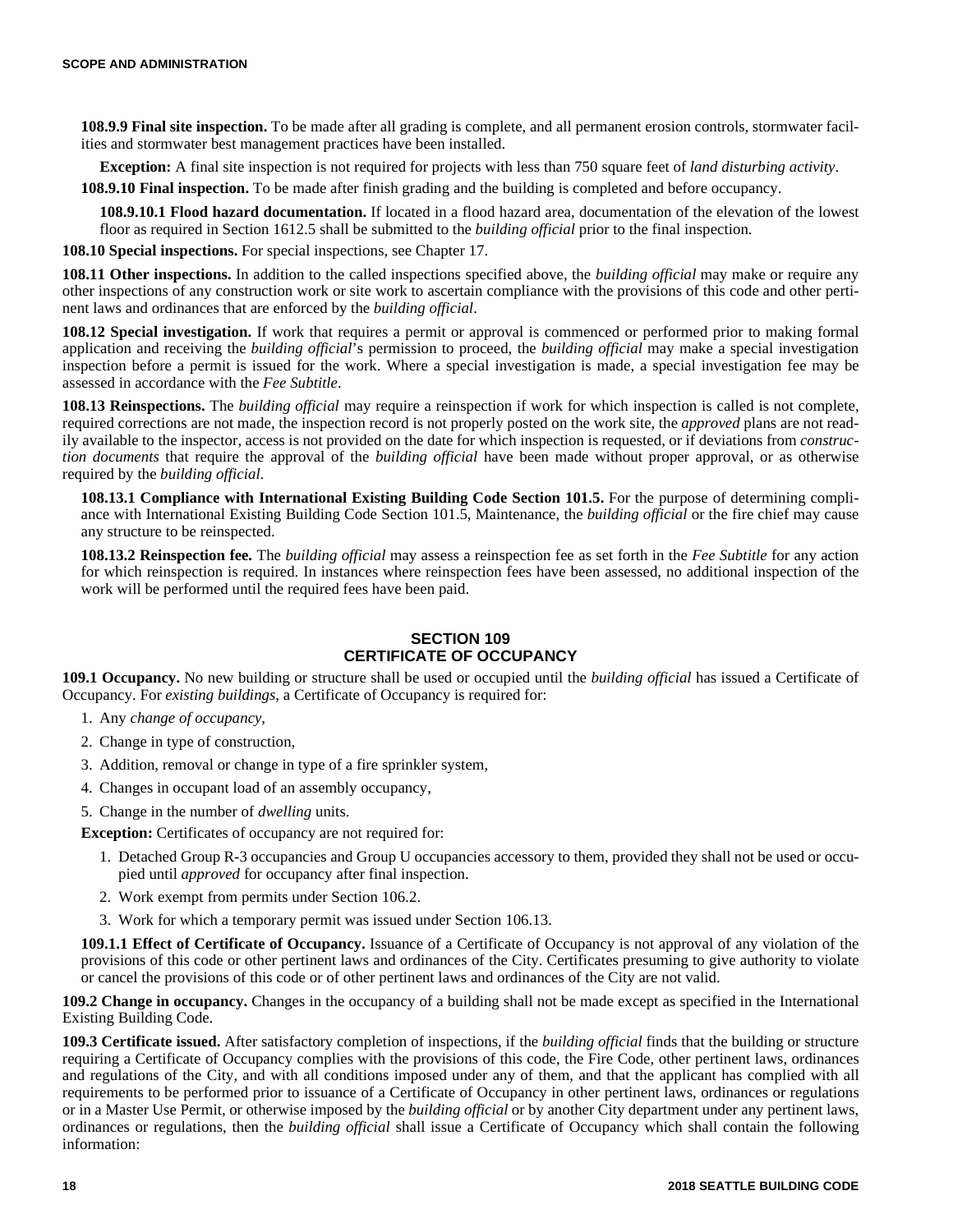**108.9.9 Final site inspection.** To be made after all grading is complete, and all permanent erosion controls, stormwater facilities and stormwater best management practices have been installed.

**Exception:** A final site inspection is not required for projects with less than 750 square feet of *land disturbing activity*.

**108.9.10 Final inspection.** To be made after finish grading and the building is completed and before occupancy.

**108.9.10.1 Flood hazard documentation.** If located in a flood hazard area, documentation of the elevation of the lowest floor as required in Section 1612.5 shall be submitted to the *building official* prior to the final inspection.

**108.10 Special inspections.** For special inspections, see Chapter 17.

**108.11 Other inspections.** In addition to the called inspections specified above, the *building official* may make or require any other inspections of any construction work or site work to ascertain compliance with the provisions of this code and other pertinent laws and ordinances that are enforced by the *building official*.

**108.12 Special investigation.** If work that requires a permit or approval is commenced or performed prior to making formal application and receiving the *building official*'s permission to proceed, the *building official* may make a special investigation inspection before a permit is issued for the work. Where a special investigation is made, a special investigation fee may be assessed in accordance with the *Fee Subtitle*.

**108.13 Reinspections.** The *building official* may require a reinspection if work for which inspection is called is not complete, required corrections are not made, the inspection record is not properly posted on the work site, the *approved* plans are not readily available to the inspector, access is not provided on the date for which inspection is requested, or if deviations from *construction documents* that require the approval of the *building official* have been made without proper approval, or as otherwise required by the *building official*.

**108.13.1 Compliance with International Existing Building Code Section 101.5.** For the purpose of determining compliance with International Existing Building Code Section 101.5, Maintenance, the *building official* or the fire chief may cause any structure to be reinspected.

**108.13.2 Reinspection fee.** The *building official* may assess a reinspection fee as set forth in the *Fee Subtitle* for any action for which reinspection is required. In instances where reinspection fees have been assessed, no additional inspection of the work will be performed until the required fees have been paid.

## SECTION 109
## CERTIFICATE OF OCCUPANCY

**109.1 Occupancy.** No new building or structure shall be used or occupied until the *building official* has issued a Certificate of Occupancy. For *existing buildings*, a Certificate of Occupancy is required for:

1. Any *change of occupancy*,
2. Change in type of construction,
3. Addition, removal or change in type of a fire sprinkler system,
4. Changes in occupant load of an assembly occupancy,
5. Change in the number of *dwelling* units.

**Exception:** Certificates of occupancy are not required for:

1. Detached Group R-3 occupancies and Group U occupancies accessory to them, provided they shall not be used or occupied until *approved* for occupancy after final inspection.
2. Work exempt from permits under Section 106.2.
3. Work for which a temporary permit was issued under Section 106.13.

**109.1.1 Effect of Certificate of Occupancy.** Issuance of a Certificate of Occupancy is not approval of any violation of the provisions of this code or other pertinent laws and ordinances of the City. Certificates presuming to give authority to violate or cancel the provisions of this code or of other pertinent laws and ordinances of the City are not valid.

**109.2 Change in occupancy.** Changes in the occupancy of a building shall not be made except as specified in the International Existing Building Code.

**109.3 Certificate issued.** After satisfactory completion of inspections, if the *building official* finds that the building or structure requiring a Certificate of Occupancy complies with the provisions of this code, the Fire Code, other pertinent laws, ordinances and regulations of the City, and with all conditions imposed under any of them, and that the applicant has complied with all requirements to be performed prior to issuance of a Certificate of Occupancy in other pertinent laws, ordinances or regulations or in a Master Use Permit, or otherwise imposed by the *building official* or by another City department under any pertinent laws, ordinances or regulations, then the *building official* shall issue a Certificate of Occupancy which shall contain the following information: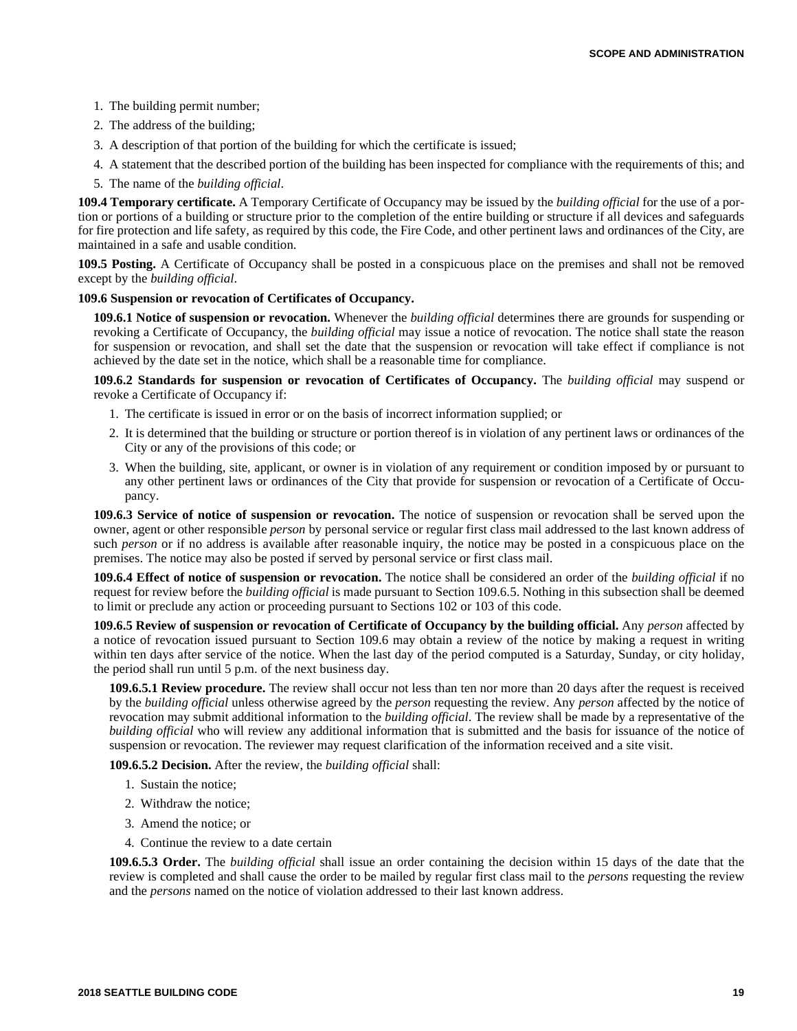1. The building permit number;
2. The address of the building;
3. A description of that portion of the building for which the certificate is issued;
4. A statement that the described portion of the building has been inspected for compliance with the requirements of this; and
5. The name of the *building official*.

**109.4 Temporary certificate.** A Temporary Certificate of Occupancy may be issued by the *building official* for the use of a portion or portions of a building or structure prior to the completion of the entire building or structure if all devices and safeguards for fire protection and life safety, as required by this code, the Fire Code, and other pertinent laws and ordinances of the City, are maintained in a safe and usable condition.

**109.5 Posting.** A Certificate of Occupancy shall be posted in a conspicuous place on the premises and shall not be removed except by the *building official*.

**109.6 Suspension or revocation of Certificates of Occupancy.**

**109.6.1 Notice of suspension or revocation.** Whenever the *building official* determines there are grounds for suspending or revoking a Certificate of Occupancy, the *building official* may issue a notice of revocation. The notice shall state the reason for suspension or revocation, and shall set the date that the suspension or revocation will take effect if compliance is not achieved by the date set in the notice, which shall be a reasonable time for compliance.

**109.6.2 Standards for suspension or revocation of Certificates of Occupancy.** The *building official* may suspend or revoke a Certificate of Occupancy if:

1. The certificate is issued in error or on the basis of incorrect information supplied; or
2. It is determined that the building or structure or portion thereof is in violation of any pertinent laws or ordinances of the City or any of the provisions of this code; or
3. When the building, site, applicant, or owner is in violation of any requirement or condition imposed by or pursuant to any other pertinent laws or ordinances of the City that provide for suspension or revocation of a Certificate of Occupancy.

**109.6.3 Service of notice of suspension or revocation.** The notice of suspension or revocation shall be served upon the owner, agent or other responsible *person* by personal service or regular first class mail addressed to the last known address of such *person* or if no address is available after reasonable inquiry, the notice may be posted in a conspicuous place on the premises. The notice may also be posted if served by personal service or first class mail.

**109.6.4 Effect of notice of suspension or revocation.** The notice shall be considered an order of the *building official* if no request for review before the *building official* is made pursuant to Section 109.6.5. Nothing in this subsection shall be deemed to limit or preclude any action or proceeding pursuant to Sections 102 or 103 of this code.

**109.6.5 Review of suspension or revocation of Certificate of Occupancy by the building official.** Any *person* affected by a notice of revocation issued pursuant to Section 109.6 may obtain a review of the notice by making a request in writing within ten days after service of the notice. When the last day of the period computed is a Saturday, Sunday, or city holiday, the period shall run until 5 p.m. of the next business day.

**109.6.5.1 Review procedure.** The review shall occur not less than ten nor more than 20 days after the request is received by the *building official* unless otherwise agreed by the *person* requesting the review. Any *person* affected by the notice of revocation may submit additional information to the *building official*. The review shall be made by a representative of the *building official* who will review any additional information that is submitted and the basis for issuance of the notice of suspension or revocation. The reviewer may request clarification of the information received and a site visit.

**109.6.5.2 Decision.** After the review, the *building official* shall:

1. Sustain the notice;
2. Withdraw the notice;
3. Amend the notice; or
4. Continue the review to a date certain

**109.6.5.3 Order.** The *building official* shall issue an order containing the decision within 15 days of the date that the review is completed and shall cause the order to be mailed by regular first class mail to the *persons* requesting the review and the *persons* named on the notice of violation addressed to their last known address.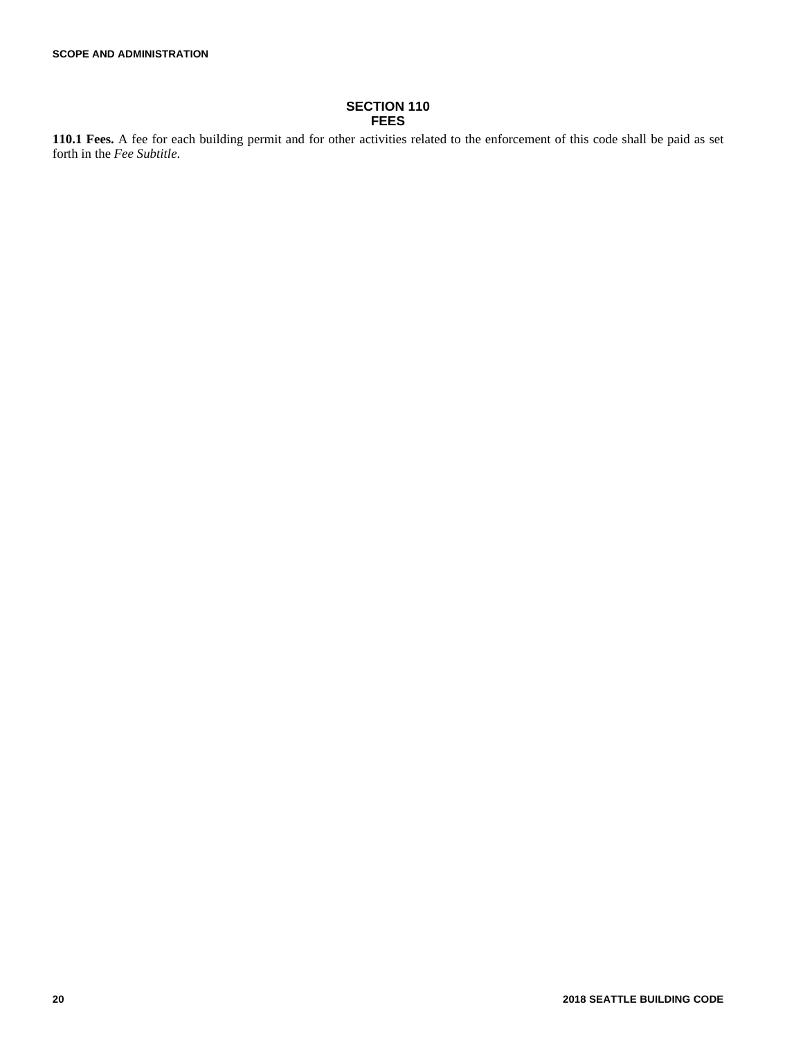## SECTION 110
## FEES

**110.1 Fees.** A fee for each building permit and for other activities related to the enforcement of this code shall be paid as set forth in the *Fee Subtitle*.